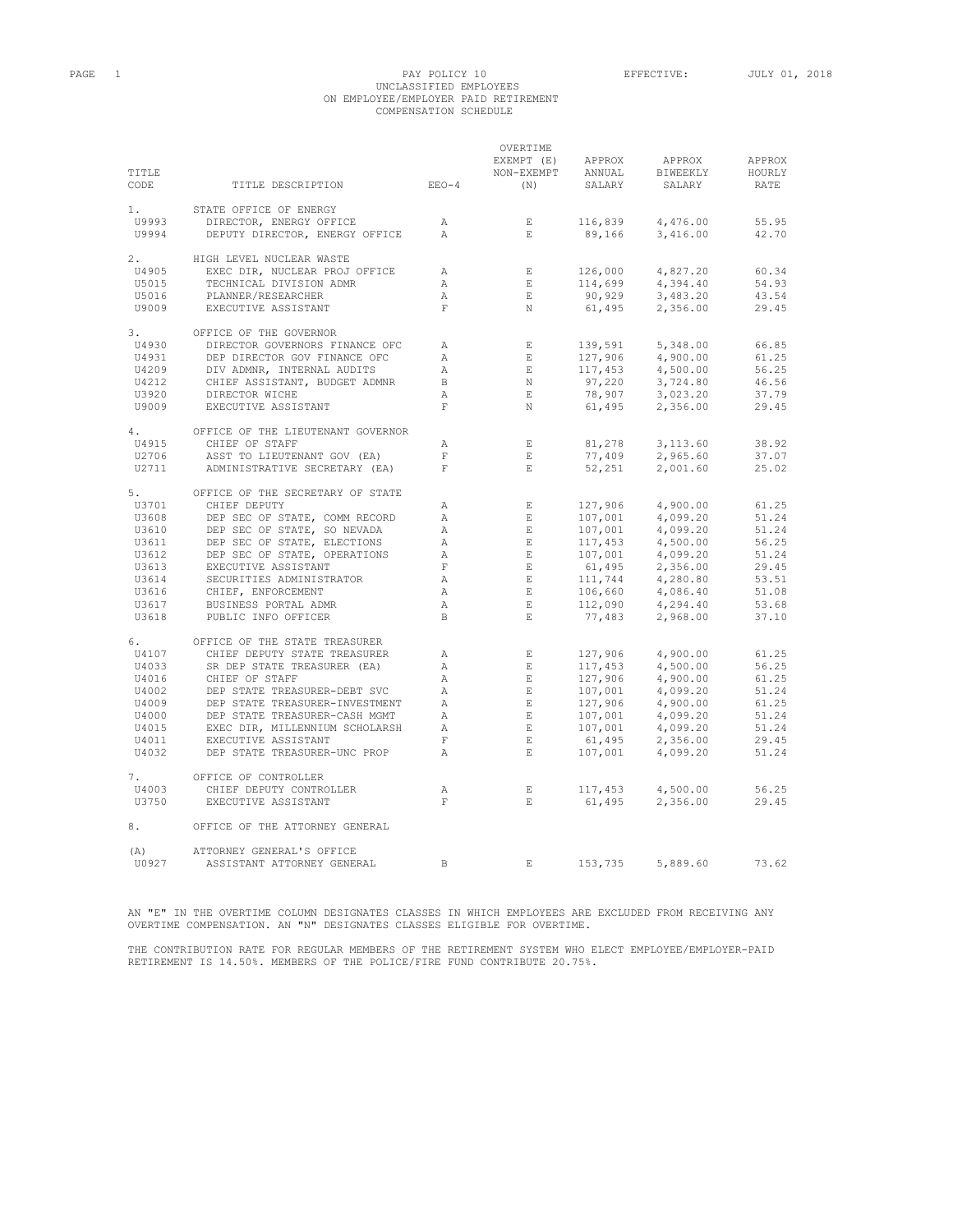PAY POLICY 10
UNCLASSIFIED EMPLOYEES
ON EMPLOYEE/EMPLOYER PAID RETIREMENT
COMPENSATION SCHEDULE

EFFECTIVE: JULY 01, 2018

| TITLE CODE | TITLE DESCRIPTION | EEO-4 | OVERTIME EXEMPT (E) NON-EXEMPT (N) | APPROX ANNUAL SALARY | APPROX BIWEEKLY SALARY | APPROX HOURLY RATE |
|---|---|---|---|---|---|---|
| 1. | STATE OFFICE OF ENERGY | | | | | |
| U9993 | DIRECTOR, ENERGY OFFICE | A | E | 116,839 | 4,476.00 | 55.95 |
| U9994 | DEPUTY DIRECTOR, ENERGY OFFICE | A | E | 89,166 | 3,416.00 | 42.70 |
| 2. | HIGH LEVEL NUCLEAR WASTE | | | | | |
| U4905 | EXEC DIR, NUCLEAR PROJ OFFICE | A | E | 126,000 | 4,827.20 | 60.34 |
| U5015 | TECHNICAL DIVISION ADMR | A | E | 114,699 | 4,394.40 | 54.93 |
| U5016 | PLANNER/RESEARCHER | A | E | 90,929 | 3,483.20 | 43.54 |
| U9009 | EXECUTIVE ASSISTANT | F | N | 61,495 | 2,356.00 | 29.45 |
| 3. | OFFICE OF THE GOVERNOR | | | | | |
| U4930 | DIRECTOR GOVERNORS FINANCE OFC | A | E | 139,591 | 5,348.00 | 66.85 |
| U4931 | DEP DIRECTOR GOV FINANCE OFC | A | E | 127,906 | 4,900.00 | 61.25 |
| U4209 | DIV ADMNR, INTERNAL AUDITS | A | E | 117,453 | 4,500.00 | 56.25 |
| U4212 | CHIEF ASSISTANT, BUDGET ADMNR | B | N | 97,220 | 3,724.80 | 46.56 |
| U3920 | DIRECTOR WICHE | A | E | 78,907 | 3,023.20 | 37.79 |
| U9009 | EXECUTIVE ASSISTANT | F | N | 61,495 | 2,356.00 | 29.45 |
| 4. | OFFICE OF THE LIEUTENANT GOVERNOR | | | | | |
| U4915 | CHIEF OF STAFF | A | E | 81,278 | 3,113.60 | 38.92 |
| U2706 | ASST TO LIEUTENANT GOV (EA) | F | E | 77,409 | 2,965.60 | 37.07 |
| U2711 | ADMINISTRATIVE SECRETARY (EA) | F | E | 52,251 | 2,001.60 | 25.02 |
| 5. | OFFICE OF THE SECRETARY OF STATE | | | | | |
| U3701 | CHIEF DEPUTY | A | E | 127,906 | 4,900.00 | 61.25 |
| U3608 | DEP SEC OF STATE, COMM RECORD | A | E | 107,001 | 4,099.20 | 51.24 |
| U3610 | DEP SEC OF STATE, SO NEVADA | A | E | 107,001 | 4,099.20 | 51.24 |
| U3611 | DEP SEC OF STATE, ELECTIONS | A | E | 117,453 | 4,500.00 | 56.25 |
| U3612 | DEP SEC OF STATE, OPERATIONS | A | E | 107,001 | 4,099.20 | 51.24 |
| U3613 | EXECUTIVE ASSISTANT | F | E | 61,495 | 2,356.00 | 29.45 |
| U3614 | SECURITIES ADMINISTRATOR | A | E | 111,744 | 4,280.80 | 53.51 |
| U3616 | CHIEF, ENFORCEMENT | A | E | 106,660 | 4,086.40 | 51.08 |
| U3617 | BUSINESS PORTAL ADMR | A | E | 112,090 | 4,294.40 | 53.68 |
| U3618 | PUBLIC INFO OFFICER | B | E | 77,483 | 2,968.00 | 37.10 |
| 6. | OFFICE OF THE STATE TREASURER | | | | | |
| U4107 | CHIEF DEPUTY STATE TREASURER | A | E | 127,906 | 4,900.00 | 61.25 |
| U4033 | SR DEP STATE TREASURER (EA) | A | E | 117,453 | 4,500.00 | 56.25 |
| U4016 | CHIEF OF STAFF | A | E | 127,906 | 4,900.00 | 61.25 |
| U4002 | DEP STATE TREASURER-DEBT SVC | A | E | 107,001 | 4,099.20 | 51.24 |
| U4009 | DEP STATE TREASURER-INVESTMENT | A | E | 127,906 | 4,900.00 | 61.25 |
| U4000 | DEP STATE TREASURER-CASH MGMT | A | E | 107,001 | 4,099.20 | 51.24 |
| U4015 | EXEC DIR, MILLENNIUM SCHOLARSH | A | E | 107,001 | 4,099.20 | 51.24 |
| U4011 | EXECUTIVE ASSISTANT | F | E | 61,495 | 2,356.00 | 29.45 |
| U4032 | DEP STATE TREASURER-UNC PROP | A | E | 107,001 | 4,099.20 | 51.24 |
| 7. | OFFICE OF CONTROLLER | | | | | |
| U4003 | CHIEF DEPUTY CONTROLLER | A | E | 117,453 | 4,500.00 | 56.25 |
| U3750 | EXECUTIVE ASSISTANT | F | E | 61,495 | 2,356.00 | 29.45 |
| 8. | OFFICE OF THE ATTORNEY GENERAL | | | | | |
| (A) | ATTORNEY GENERAL'S OFFICE | | | | | |
| U0927 | ASSISTANT ATTORNEY GENERAL | B | E | 153,735 | 5,889.60 | 73.62 |

AN "E" IN THE OVERTIME COLUMN DESIGNATES CLASSES IN WHICH EMPLOYEES ARE EXCLUDED FROM RECEIVING ANY OVERTIME COMPENSATION. AN "N" DESIGNATES CLASSES ELIGIBLE FOR OVERTIME.

THE CONTRIBUTION RATE FOR REGULAR MEMBERS OF THE RETIREMENT SYSTEM WHO ELECT EMPLOYEE/EMPLOYER-PAID RETIREMENT IS 14.50%. MEMBERS OF THE POLICE/FIRE FUND CONTRIBUTE 20.75%.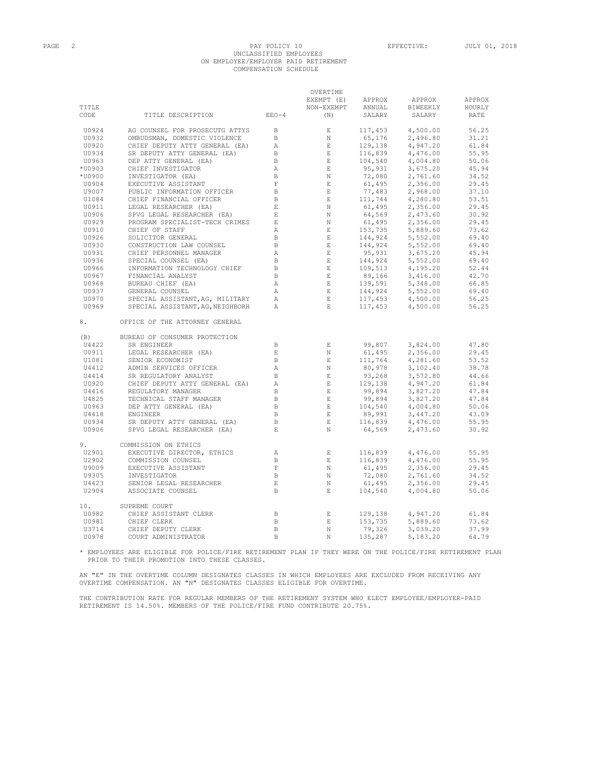# PAY POLICY 10
## UNCLASSIFIED EMPLOYEES
## ON EMPLOYEE/EMPLOYER PAID RETIREMENT
## COMPENSATION SCHEDULE

EFFECTIVE: JULY 01, 2018

| TITLE CODE | TITLE DESCRIPTION | EEO-4 | OVERTIME EXEMPT (E) NON-EXEMPT (N) | APPROX ANNUAL SALARY | APPROX BIWEEKLY SALARY | APPROX HOURLY RATE |
|---|---|---|---|---|---|---|
| U0924 | AG COUNSEL FOR PROSECUTG ATTYS | B | E | 117,453 | 4,500.00 | 56.25 |
| U0932 | OMBUDSMAN, DOMESTIC VIOLENCE | B | N | 65,176 | 2,496.80 | 31.21 |
| U0920 | CHIEF DEPUTY ATTY GENERAL (EA) | A | E | 129,138 | 4,947.20 | 61.84 |
| U0934 | SR DEPUTY ATTY GENERAL (EA) | B | E | 116,839 | 4,476.00 | 55.95 |
| U0963 | DEP ATTY GENERAL (EA) | B | E | 104,540 | 4,004.80 | 50.06 |
| *U0903 | CHIEF INVESTIGATOR | A | E | 95,931 | 3,675.20 | 45.94 |
| *U0900 | INVESTIGATOR (EA) | B | N | 72,080 | 2,761.60 | 34.52 |
| U0904 | EXECUTIVE ASSISTANT | F | E | 61,495 | 2,356.00 | 29.45 |
| U9007 | PUBLIC INFORMATION OFFICER | B | E | 77,483 | 2,968.00 | 37.10 |
| U1084 | CHIEF FINANCIAL OFFICER | B | E | 111,744 | 4,280.80 | 53.51 |
| U0911 | LEGAL RESEARCHER (EA) | E | N | 61,495 | 2,356.00 | 29.45 |
| U0906 | SPVG LEGAL RESEARCHER (EA) | E | N | 64,569 | 2,473.60 | 30.92 |
| U0929 | PROGRAM SPECIALIST-TECH CRIMES | E | N | 61,495 | 2,356.00 | 29.45 |
| U0910 | CHIEF OF STAFF | A | E | 153,735 | 5,889.60 | 73.62 |
| U0926 | SOLICITOR GENERAL | B | E | 144,924 | 5,552.00 | 69.40 |
| U0930 | CONSTRUCTION LAW COUNSEL | B | E | 144,924 | 5,552.00 | 69.40 |
| U0931 | CHIEF PERSONNEL MANAGER | A | E | 95,931 | 3,675.20 | 45.94 |
| U0936 | SPECIAL COUNSEL (EA) | B | E | 144,924 | 5,552.00 | 69.40 |
| U0966 | INFORMATION TECHNOLOGY CHIEF | B | E | 109,513 | 4,195.20 | 52.44 |
| U0967 | FINANCIAL ANALYST | B | E | 89,166 | 3,416.00 | 42.70 |
| U0968 | BUREAU CHIEF (EA) | A | E | 139,591 | 5,348.00 | 66.85 |
| U0937 | GENERAL COUNSEL | A | E | 144,924 | 5,552.00 | 69.40 |
| U0970 | SPECIAL ASSISTANT,AG, MILITARY | A | E | 117,453 | 4,500.00 | 56.25 |
| U0969 | SPECIAL ASSISTANT,AG,NEIGHBORH | A | E | 117,453 | 4,500.00 | 56.25 |
| 8. | OFFICE OF THE ATTORNEY GENERAL | | | | | |
| (B) | BUREAU OF CONSUMER PROTECTION | | | | | |
| U4422 | SR ENGINEER | B | E | 99,807 | 3,824.00 | 47.80 |
| U0911 | LEGAL RESEARCHER (EA) | E | N | 61,495 | 2,356.00 | 29.45 |
| U1081 | SENIOR ECONOMIST | B | E | 111,764 | 4,281.60 | 53.52 |
| U4412 | ADMIN SERVICES OFFICER | A | N | 80,978 | 3,102.40 | 38.78 |
| U4414 | SR REGULATORY ANALYST | B | E | 93,268 | 3,572.80 | 44.66 |
| U0920 | CHIEF DEPUTY ATTY GENERAL (EA) | A | E | 129,138 | 4,947.20 | 61.84 |
| U4416 | REGULATORY MANAGER | B | E | 99,894 | 3,827.20 | 47.84 |
| U4825 | TECHNICAL STAFF MANAGER | B | E | 99,894 | 3,827.20 | 47.84 |
| U0963 | DEP ATTY GENERAL (EA) | B | E | 104,540 | 4,004.80 | 50.06 |
| U4418 | ENGINEER | B | E | 89,991 | 3,447.20 | 43.09 |
| U0934 | SR DEPUTY ATTY GENERAL (EA) | B | E | 116,839 | 4,476.00 | 55.95 |
| U0906 | SPVG LEGAL RESEARCHER (EA) | E | N | 64,569 | 2,473.60 | 30.92 |
| 9. | COMMISSION ON ETHICS | | | | | |
| U2901 | EXECUTIVE DIRECTOR, ETHICS | A | E | 116,839 | 4,476.00 | 55.95 |
| U2902 | COMMISSION COUNSEL | B | E | 116,839 | 4,476.00 | 55.95 |
| U9009 | EXECUTIVE ASSISTANT | F | N | 61,495 | 2,356.00 | 29.45 |
| U9305 | INVESTIGATOR | B | N | 72,080 | 2,761.60 | 34.52 |
| U4423 | SENIOR LEGAL RESEARCHER | E | N | 61,495 | 2,356.00 | 29.45 |
| U2904 | ASSOCIATE COUNSEL | B | E | 104,540 | 4,004.80 | 50.06 |
| 10. | SUPREME COURT | | | | | |
| U0982 | CHIEF ASSISTANT CLERK | B | E | 129,138 | 4,947.20 | 61.84 |
| U0981 | CHIEF CLERK | B | E | 153,735 | 5,889.60 | 73.62 |
| U3714 | CHIEF DEPUTY CLERK | B | N | 79,326 | 3,039.20 | 37.99 |
| U0978 | COURT ADMINISTRATOR | B | N | 135,287 | 5,183.20 | 64.79 |

* EMPLOYEES ARE ELIGIBLE FOR POLICE/FIRE RETIREMENT PLAN IF THEY WERE ON THE POLICE/FIRE RETIREMENT PLAN PRIOR TO THEIR PROMOTION INTO THESE CLASSES.

AN "E" IN THE OVERTIME COLUMN DESIGNATES CLASSES IN WHICH EMPLOYEES ARE EXCLUDED FROM RECEIVING ANY OVERTIME COMPENSATION. AN "N" DESIGNATES CLASSES ELIGIBLE FOR OVERTIME.

THE CONTRIBUTION RATE FOR REGULAR MEMBERS OF THE RETIREMENT SYSTEM WHO ELECT EMPLOYEE/EMPLOYER-PAID RETIREMENT IS 14.50%. MEMBERS OF THE POLICE/FIRE FUND CONTRIBUTE 20.75%.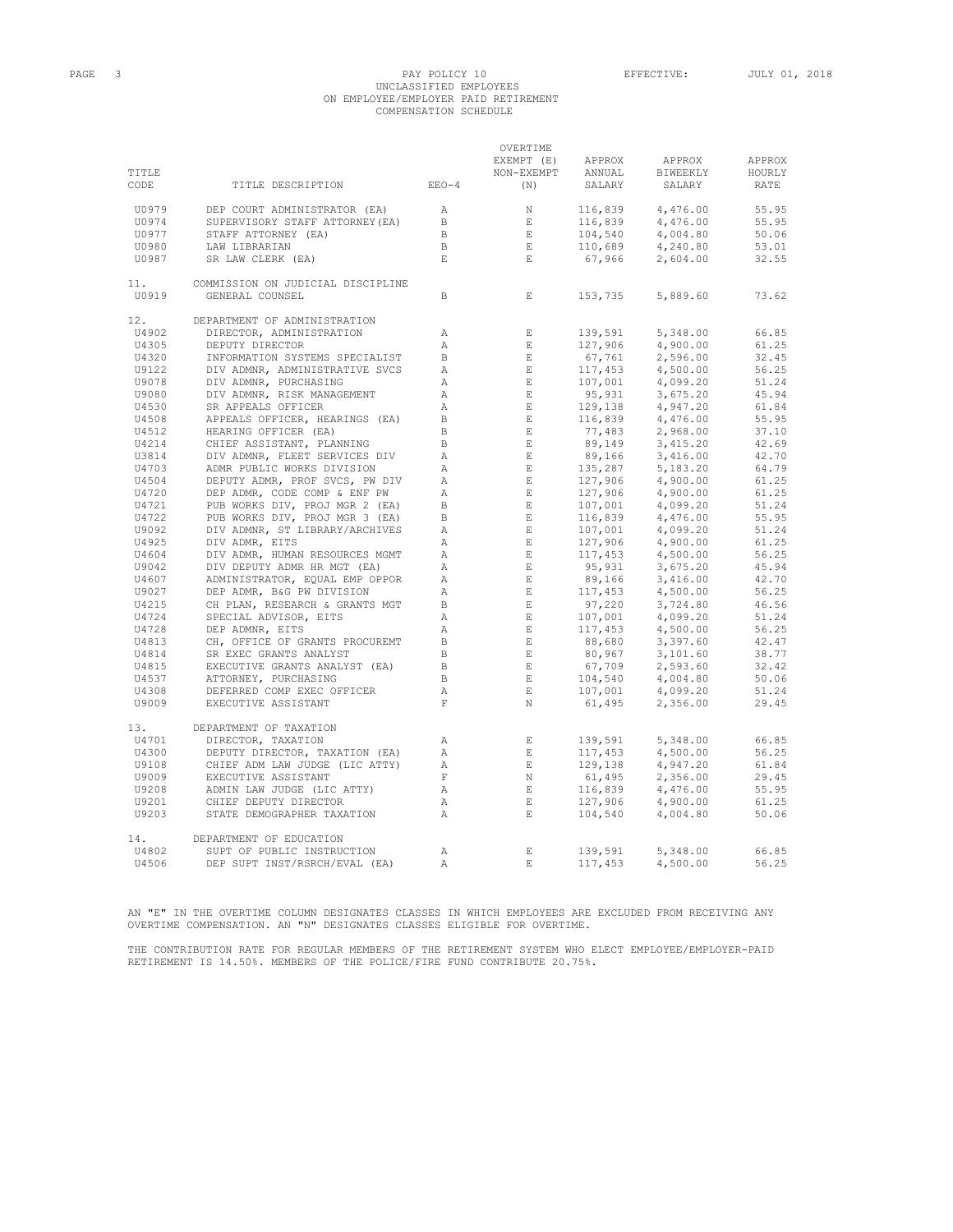PAY POLICY 10
UNCLASSIFIED EMPLOYEES
ON EMPLOYEE/EMPLOYER PAID RETIREMENT
COMPENSATION SCHEDULE

EFFECTIVE: JULY 01, 2018

| TITLE CODE | TITLE DESCRIPTION | EEO-4 | OVERTIME EXEMPT (E) NON-EXEMPT (N) | APPROX ANNUAL SALARY | APPROX BIWEEKLY SALARY | APPROX HOURLY RATE |
|---|---|---|---|---|---|---|
| U0979 | DEP COURT ADMINISTRATOR (EA) | A | N | 116,839 | 4,476.00 | 55.95 |
| U0974 | SUPERVISORY STAFF ATTORNEY(EA) | B | E | 116,839 | 4,476.00 | 55.95 |
| U0977 | STAFF ATTORNEY (EA) | B | E | 104,540 | 4,004.80 | 50.06 |
| U0980 | LAW LIBRARIAN | B | E | 110,689 | 4,240.80 | 53.01 |
| U0987 | SR LAW CLERK (EA) | E | E | 67,966 | 2,604.00 | 32.55 |
| 11. | COMMISSION ON JUDICIAL DISCIPLINE | | | | | |
| U0919 | GENERAL COUNSEL | B | E | 153,735 | 5,889.60 | 73.62 |
| 12. | DEPARTMENT OF ADMINISTRATION | | | | | |
| U4902 | DIRECTOR, ADMINISTRATION | A | E | 139,591 | 5,348.00 | 66.85 |
| U4305 | DEPUTY DIRECTOR | A | E | 127,906 | 4,900.00 | 61.25 |
| U4320 | INFORMATION SYSTEMS SPECIALIST | B | E | 67,761 | 2,596.00 | 32.45 |
| U9122 | DIV ADMNR, ADMINISTRATIVE SVCS | A | E | 117,453 | 4,500.00 | 56.25 |
| U9078 | DIV ADMNR, PURCHASING | A | E | 107,001 | 4,099.20 | 51.24 |
| U9080 | DIV ADMNR, RISK MANAGEMENT | A | E | 95,931 | 3,675.20 | 45.94 |
| U4530 | SR APPEALS OFFICER | A | E | 129,138 | 4,947.20 | 61.84 |
| U4508 | APPEALS OFFICER, HEARINGS (EA) | B | E | 116,839 | 4,476.00 | 55.95 |
| U4512 | HEARING OFFICER (EA) | B | E | 77,483 | 2,968.00 | 37.10 |
| U4214 | CHIEF ASSISTANT, PLANNING | B | E | 89,149 | 3,415.20 | 42.69 |
| U3814 | DIV ADMNR, FLEET SERVICES DIV | A | E | 89,166 | 3,416.00 | 42.70 |
| U4703 | ADMR PUBLIC WORKS DIVISION | A | E | 135,287 | 5,183.20 | 64.79 |
| U4504 | DEPUTY ADMR, PROF SVCS, PW DIV | A | E | 127,906 | 4,900.00 | 61.25 |
| U4720 | DEP ADMR, CODE COMP & ENF PW | A | E | 127,906 | 4,900.00 | 61.25 |
| U4721 | PUB WORKS DIV, PROJ MGR 2 (EA) | B | E | 107,001 | 4,099.20 | 51.24 |
| U4722 | PUB WORKS DIV, PROJ MGR 3 (EA) | B | E | 116,839 | 4,476.00 | 55.95 |
| U9092 | DIV ADMNR, ST LIBRARY/ARCHIVES | A | E | 107,001 | 4,099.20 | 51.24 |
| U4925 | DIV ADMR, EITS | A | E | 127,906 | 4,900.00 | 61.25 |
| U4604 | DIV ADMR, HUMAN RESOURCES MGMT | A | E | 117,453 | 4,500.00 | 56.25 |
| U9042 | DIV DEPUTY ADMR HR MGT (EA) | A | E | 95,931 | 3,675.20 | 45.94 |
| U4607 | ADMINISTRATOR, EQUAL EMP OPPOR | A | E | 89,166 | 3,416.00 | 42.70 |
| U9027 | DEP ADMR, B&G PW DIVISION | A | E | 117,453 | 4,500.00 | 56.25 |
| U4215 | CH PLAN, RESEARCH & GRANTS MGT | B | E | 97,220 | 3,724.80 | 46.56 |
| U4724 | SPECIAL ADVISOR, EITS | A | E | 107,001 | 4,099.20 | 51.24 |
| U4728 | DEP ADMNR, EITS | A | E | 117,453 | 4,500.00 | 56.25 |
| U4813 | CH, OFFICE OF GRANTS PROCUREMT | B | E | 88,680 | 3,397.60 | 42.47 |
| U4814 | SR EXEC GRANTS ANALYST | B | E | 80,967 | 3,101.60 | 38.77 |
| U4815 | EXECUTIVE GRANTS ANALYST (EA) | B | E | 67,709 | 2,593.60 | 32.42 |
| U4537 | ATTORNEY, PURCHASING | B | E | 104,540 | 4,004.80 | 50.06 |
| U4308 | DEFERRED COMP EXEC OFFICER | A | E | 107,001 | 4,099.20 | 51.24 |
| U9009 | EXECUTIVE ASSISTANT | F | N | 61,495 | 2,356.00 | 29.45 |
| 13. | DEPARTMENT OF TAXATION | | | | | |
| U4701 | DIRECTOR, TAXATION | A | E | 139,591 | 5,348.00 | 66.85 |
| U4300 | DEPUTY DIRECTOR, TAXATION (EA) | A | E | 117,453 | 4,500.00 | 56.25 |
| U9108 | CHIEF ADM LAW JUDGE (LIC ATTY) | A | E | 129,138 | 4,947.20 | 61.84 |
| U9009 | EXECUTIVE ASSISTANT | F | N | 61,495 | 2,356.00 | 29.45 |
| U9208 | ADMIN LAW JUDGE (LIC ATTY) | A | E | 116,839 | 4,476.00 | 55.95 |
| U9201 | CHIEF DEPUTY DIRECTOR | A | E | 127,906 | 4,900.00 | 61.25 |
| U9203 | STATE DEMOGRAPHER TAXATION | A | E | 104,540 | 4,004.80 | 50.06 |
| 14. | DEPARTMENT OF EDUCATION | | | | | |
| U4802 | SUPT OF PUBLIC INSTRUCTION | A | E | 139,591 | 5,348.00 | 66.85 |
| U4506 | DEP SUPT INST/RSRCH/EVAL (EA) | A | E | 117,453 | 4,500.00 | 56.25 |

AN "E" IN THE OVERTIME COLUMN DESIGNATES CLASSES IN WHICH EMPLOYEES ARE EXCLUDED FROM RECEIVING ANY OVERTIME COMPENSATION. AN "N" DESIGNATES CLASSES ELIGIBLE FOR OVERTIME.

THE CONTRIBUTION RATE FOR REGULAR MEMBERS OF THE RETIREMENT SYSTEM WHO ELECT EMPLOYEE/EMPLOYER-PAID RETIREMENT IS 14.50%. MEMBERS OF THE POLICE/FIRE FUND CONTRIBUTE 20.75%.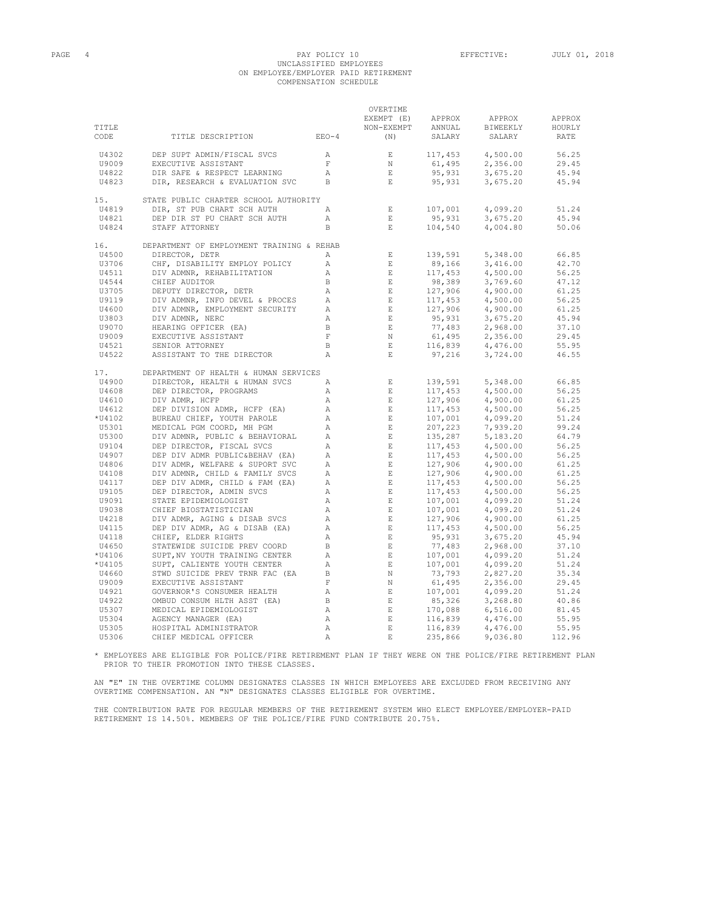PAY POLICY 10
UNCLASSIFIED EMPLOYEES
ON EMPLOYEE/EMPLOYER PAID RETIREMENT
COMPENSATION SCHEDULE

EFFECTIVE: JULY 01, 2018

| TITLE CODE | TITLE DESCRIPTION | EEO-4 | OVERTIME EXEMPT (E) NON-EXEMPT (N) | APPROX ANNUAL SALARY | APPROX BIWEEKLY SALARY | APPROX HOURLY RATE |
|---|---|---|---|---|---|---|
| U4302 | DEP SUPT ADMIN/FISCAL SVCS | A | E | 117,453 | 4,500.00 | 56.25 |
| U9009 | EXECUTIVE ASSISTANT | F | N | 61,495 | 2,356.00 | 29.45 |
| U4822 | DIR SAFE & RESPECT LEARNING | A | E | 95,931 | 3,675.20 | 45.94 |
| U4823 | DIR, RESEARCH & EVALUATION SVC | B | E | 95,931 | 3,675.20 | 45.94 |
| 15. | STATE PUBLIC CHARTER SCHOOL AUTHORITY | | | | | |
| U4819 | DIR, ST PUB CHART SCH AUTH | A | E | 107,001 | 4,099.20 | 51.24 |
| U4821 | DEP DIR ST PU CHART SCH AUTH | A | E | 95,931 | 3,675.20 | 45.94 |
| U4824 | STAFF ATTORNEY | B | E | 104,540 | 4,004.80 | 50.06 |
| 16. | DEPARTMENT OF EMPLOYMENT TRAINING & REHAB | | | | | |
| U4500 | DIRECTOR, DETR | A | E | 139,591 | 5,348.00 | 66.85 |
| U3706 | CHF, DISABILITY EMPLOY POLICY | A | E | 89,166 | 3,416.00 | 42.70 |
| U4511 | DIV ADMNR, REHABILITATION | A | E | 117,453 | 4,500.00 | 56.25 |
| U4544 | CHIEF AUDITOR | B | E | 98,389 | 3,769.60 | 47.12 |
| U3705 | DEPUTY DIRECTOR, DETR | A | E | 127,906 | 4,900.00 | 61.25 |
| U9119 | DIV ADMNR, INFO DEVEL & PROCES | A | E | 117,453 | 4,500.00 | 56.25 |
| U4600 | DIV ADMNR, EMPLOYMENT SECURITY | A | E | 127,906 | 4,900.00 | 61.25 |
| U3803 | DIV ADMNR, NERC | A | E | 95,931 | 3,675.20 | 45.94 |
| U9070 | HEARING OFFICER (EA) | B | E | 77,483 | 2,968.00 | 37.10 |
| U9009 | EXECUTIVE ASSISTANT | F | N | 61,495 | 2,356.00 | 29.45 |
| U4521 | SENIOR ATTORNEY | B | E | 116,839 | 4,476.00 | 55.95 |
| U4522 | ASSISTANT TO THE DIRECTOR | A | E | 97,216 | 3,724.00 | 46.55 |
| 17. | DEPARTMENT OF HEALTH & HUMAN SERVICES | | | | | |
| U4900 | DIRECTOR, HEALTH & HUMAN SVCS | A | E | 139,591 | 5,348.00 | 66.85 |
| U4608 | DEP DIRECTOR, PROGRAMS | A | E | 117,453 | 4,500.00 | 56.25 |
| U4610 | DIV ADMR, HCFP | A | E | 127,906 | 4,900.00 | 61.25 |
| U4612 | DEP DIVISION ADMR, HCFP (EA) | A | E | 117,453 | 4,500.00 | 56.25 |
| *U4102 | BUREAU CHIEF, YOUTH PAROLE | A | E | 107,001 | 4,099.20 | 51.24 |
| U5301 | MEDICAL PGM COORD, MH PGM | A | E | 207,223 | 7,939.20 | 99.24 |
| U5300 | DIV ADMNR, PUBLIC & BEHAVIORAL | A | E | 135,287 | 5,183.20 | 64.79 |
| U9104 | DEP DIRECTOR, FISCAL SVCS | A | E | 117,453 | 4,500.00 | 56.25 |
| U4907 | DEP DIV ADMR PUBLIC&BEHAV (EA) | A | E | 117,453 | 4,500.00 | 56.25 |
| U4806 | DIV ADMR, WELFARE & SUPORT SVC | A | E | 127,906 | 4,900.00 | 61.25 |
| U4108 | DIV ADMNR, CHILD & FAMILY SVCS | A | E | 127,906 | 4,900.00 | 61.25 |
| U4117 | DEP DIV ADMR, CHILD & FAM (EA) | A | E | 117,453 | 4,500.00 | 56.25 |
| U9105 | DEP DIRECTOR, ADMIN SVCS | A | E | 117,453 | 4,500.00 | 56.25 |
| U9091 | STATE EPIDEMIOLOGIST | A | E | 107,001 | 4,099.20 | 51.24 |
| U9038 | CHIEF BIOSTATISTICIAN | A | E | 107,001 | 4,099.20 | 51.24 |
| U4218 | DIV ADMR, AGING & DISAB SVCS | A | E | 127,906 | 4,900.00 | 61.25 |
| U4115 | DEP DIV ADMR, AG & DISAB (EA) | A | E | 117,453 | 4,500.00 | 56.25 |
| U4118 | CHIEF, ELDER RIGHTS | A | E | 95,931 | 3,675.20 | 45.94 |
| U4650 | STATEWIDE SUICIDE PREV COORD | B | E | 77,483 | 2,968.00 | 37.10 |
| *U4106 | SUPT,NV YOUTH TRAINING CENTER | A | E | 107,001 | 4,099.20 | 51.24 |
| *U4105 | SUPT, CALIENTE YOUTH CENTER | A | E | 107,001 | 4,099.20 | 51.24 |
| U4660 | STWD SUICIDE PREV TRNR FAC (EA | B | N | 73,793 | 2,827.20 | 35.34 |
| U9009 | EXECUTIVE ASSISTANT | F | N | 61,495 | 2,356.00 | 29.45 |
| U4921 | GOVERNOR'S CONSUMER HEALTH | A | E | 107,001 | 4,099.20 | 51.24 |
| U4922 | OMBUD CONSUM HLTH ASST (EA) | B | E | 85,326 | 3,268.80 | 40.86 |
| U5307 | MEDICAL EPIDEMIOLOGIST | A | E | 170,088 | 6,516.00 | 81.45 |
| U5304 | AGENCY MANAGER (EA) | A | E | 116,839 | 4,476.00 | 55.95 |
| U5305 | HOSPITAL ADMINISTRATOR | A | E | 116,839 | 4,476.00 | 55.95 |
| U5306 | CHIEF MEDICAL OFFICER | A | E | 235,866 | 9,036.80 | 112.96 |

* EMPLOYEES ARE ELIGIBLE FOR POLICE/FIRE RETIREMENT PLAN IF THEY WERE ON THE POLICE/FIRE RETIREMENT PLAN PRIOR TO THEIR PROMOTION INTO THESE CLASSES.

AN "E" IN THE OVERTIME COLUMN DESIGNATES CLASSES IN WHICH EMPLOYEES ARE EXCLUDED FROM RECEIVING ANY OVERTIME COMPENSATION. AN "N" DESIGNATES CLASSES ELIGIBLE FOR OVERTIME.

THE CONTRIBUTION RATE FOR REGULAR MEMBERS OF THE RETIREMENT SYSTEM WHO ELECT EMPLOYEE/EMPLOYER-PAID RETIREMENT IS 14.50%. MEMBERS OF THE POLICE/FIRE FUND CONTRIBUTE 20.75%.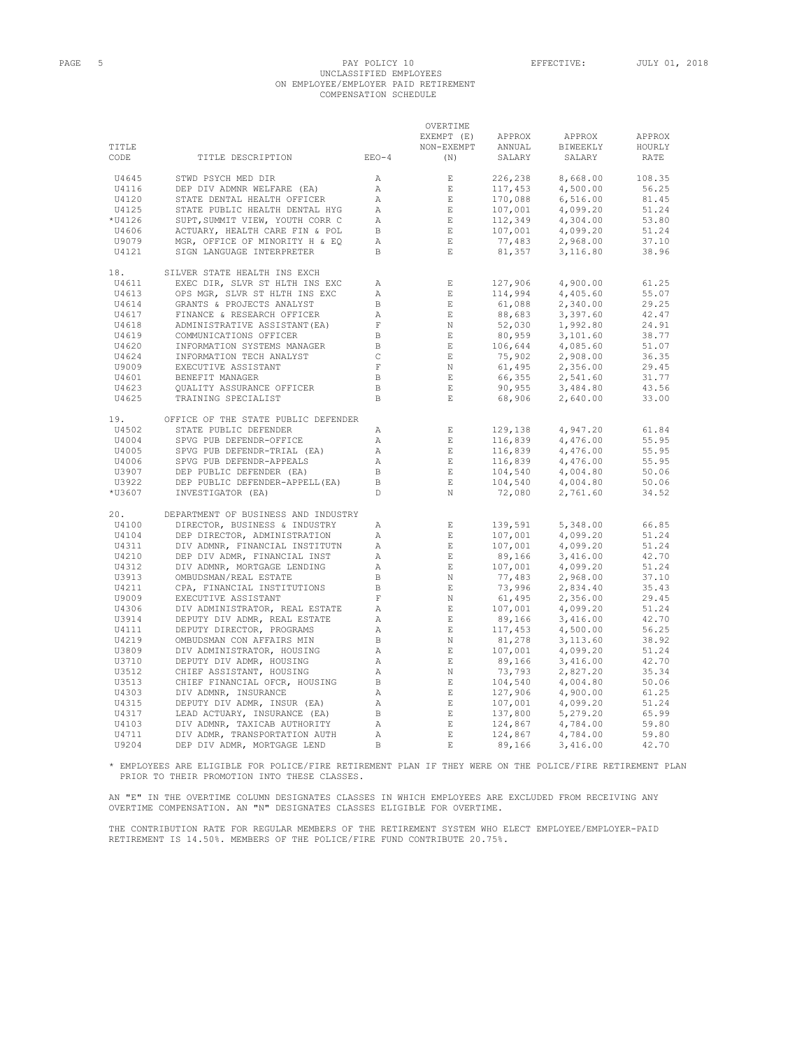PAY POLICY 10
UNCLASSIFIED EMPLOYEES
ON EMPLOYEE/EMPLOYER PAID RETIREMENT
COMPENSATION SCHEDULE

EFFECTIVE: JULY 01, 2018

| TITLE CODE | TITLE DESCRIPTION | EEO-4 | OVERTIME EXEMPT (E) NON-EXEMPT (N) | APPROX ANNUAL SALARY | APPROX BIWEEKLY SALARY | APPROX HOURLY RATE |
|---|---|---|---|---|---|---|
| U4645 | STWD PSYCH MED DIR | A | E | 226,238 | 8,668.00 | 108.35 |
| U4116 | DEP DIV ADMNR WELFARE (EA) | A | E | 117,453 | 4,500.00 | 56.25 |
| U4120 | STATE DENTAL HEALTH OFFICER | A | E | 170,088 | 6,516.00 | 81.45 |
| U4125 | STATE PUBLIC HEALTH DENTAL HYG | A | E | 107,001 | 4,099.20 | 51.24 |
| *U4126 | SUPT,SUMMIT VIEW, YOUTH CORR C | A | E | 112,349 | 4,304.00 | 53.80 |
| U4606 | ACTUARY, HEALTH CARE FIN & POL | B | E | 107,001 | 4,099.20 | 51.24 |
| U9079 | MGR, OFFICE OF MINORITY H & EQ | A | E | 77,483 | 2,968.00 | 37.10 |
| U4121 | SIGN LANGUAGE INTERPRETER | B | E | 81,357 | 3,116.80 | 38.96 |
| 18. | SILVER STATE HEALTH INS EXCH | | | | | |
| U4611 | EXEC DIR, SLVR ST HLTH INS EXC | A | E | 127,906 | 4,900.00 | 61.25 |
| U4613 | OPS MGR, SLVR ST HLTH INS EXC | A | E | 114,994 | 4,405.60 | 55.07 |
| U4614 | GRANTS & PROJECTS ANALYST | B | E | 61,088 | 2,340.00 | 29.25 |
| U4617 | FINANCE & RESEARCH OFFICER | A | E | 88,683 | 3,397.60 | 42.47 |
| U4618 | ADMINISTRATIVE ASSISTANT(EA) | F | N | 52,030 | 1,992.80 | 24.91 |
| U4619 | COMMUNICATIONS OFFICER | B | E | 80,959 | 3,101.60 | 38.77 |
| U4620 | INFORMATION SYSTEMS MANAGER | B | E | 106,644 | 4,085.60 | 51.07 |
| U4624 | INFORMATION TECH ANALYST | C | E | 75,902 | 2,908.00 | 36.35 |
| U9009 | EXECUTIVE ASSISTANT | F | N | 61,495 | 2,356.00 | 29.45 |
| U4601 | BENEFIT MANAGER | B | E | 66,355 | 2,541.60 | 31.77 |
| U4623 | QUALITY ASSURANCE OFFICER | B | E | 90,955 | 3,484.80 | 43.56 |
| U4625 | TRAINING SPECIALIST | B | E | 68,906 | 2,640.00 | 33.00 |
| 19. | OFFICE OF THE STATE PUBLIC DEFENDER | | | | | |
| U4502 | STATE PUBLIC DEFENDER | A | E | 129,138 | 4,947.20 | 61.84 |
| U4004 | SPVG PUB DEFENDR-OFFICE | A | E | 116,839 | 4,476.00 | 55.95 |
| U4005 | SPVG PUB DEFENDR-TRIAL (EA) | A | E | 116,839 | 4,476.00 | 55.95 |
| U4006 | SPVG PUB DEFENDR-APPEALS | A | E | 116,839 | 4,476.00 | 55.95 |
| U3907 | DEP PUBLIC DEFENDER (EA) | B | E | 104,540 | 4,004.80 | 50.06 |
| U3922 | DEP PUBLIC DEFENDER-APPELL(EA) | B | E | 104,540 | 4,004.80 | 50.06 |
| *U3607 | INVESTIGATOR (EA) | D | N | 72,080 | 2,761.60 | 34.52 |
| 20. | DEPARTMENT OF BUSINESS AND INDUSTRY | | | | | |
| U4100 | DIRECTOR, BUSINESS & INDUSTRY | A | E | 139,591 | 5,348.00 | 66.85 |
| U4104 | DEP DIRECTOR, ADMINISTRATION | A | E | 107,001 | 4,099.20 | 51.24 |
| U4311 | DIV ADMNR, FINANCIAL INSTITUTN | A | E | 107,001 | 4,099.20 | 51.24 |
| U4210 | DEP DIV ADMR, FINANCIAL INST | A | E | 89,166 | 3,416.00 | 42.70 |
| U4312 | DIV ADMNR, MORTGAGE LENDING | A | E | 107,001 | 4,099.20 | 51.24 |
| U3913 | OMBUDSMAN/REAL ESTATE | B | N | 77,483 | 2,968.00 | 37.10 |
| U4211 | CPA, FINANCIAL INSTITUTIONS | B | E | 73,996 | 2,834.40 | 35.43 |
| U9009 | EXECUTIVE ASSISTANT | F | N | 61,495 | 2,356.00 | 29.45 |
| U4306 | DIV ADMINISTRATOR, REAL ESTATE | A | E | 107,001 | 4,099.20 | 51.24 |
| U3914 | DEPUTY DIV ADMR, REAL ESTATE | A | E | 89,166 | 3,416.00 | 42.70 |
| U4111 | DEPUTY DIRECTOR, PROGRAMS | A | E | 117,453 | 4,500.00 | 56.25 |
| U4219 | OMBUDSMAN CON AFFAIRS MIN | B | N | 81,278 | 3,113.60 | 38.92 |
| U3809 | DIV ADMINISTRATOR, HOUSING | A | E | 107,001 | 4,099.20 | 51.24 |
| U3710 | DEPUTY DIV ADMR, HOUSING | A | E | 89,166 | 3,416.00 | 42.70 |
| U3512 | CHIEF ASSISTANT, HOUSING | A | N | 73,793 | 2,827.20 | 35.34 |
| U3513 | CHIEF FINANCIAL OFCR, HOUSING | B | E | 104,540 | 4,004.80 | 50.06 |
| U4303 | DIV ADMNR, INSURANCE | A | E | 127,906 | 4,900.00 | 61.25 |
| U4315 | DEPUTY DIV ADMR, INSUR (EA) | A | E | 107,001 | 4,099.20 | 51.24 |
| U4317 | LEAD ACTUARY, INSURANCE (EA) | B | E | 137,800 | 5,279.20 | 65.99 |
| U4103 | DIV ADMNR, TAXICAB AUTHORITY | A | E | 124,867 | 4,784.00 | 59.80 |
| U4711 | DIV ADMR, TRANSPORTATION AUTH | A | E | 124,867 | 4,784.00 | 59.80 |
| U9204 | DEP DIV ADMR, MORTGAGE LEND | B | E | 89,166 | 3,416.00 | 42.70 |

* EMPLOYEES ARE ELIGIBLE FOR POLICE/FIRE RETIREMENT PLAN IF THEY WERE ON THE POLICE/FIRE RETIREMENT PLAN PRIOR TO THEIR PROMOTION INTO THESE CLASSES.

AN "E" IN THE OVERTIME COLUMN DESIGNATES CLASSES IN WHICH EMPLOYEES ARE EXCLUDED FROM RECEIVING ANY OVERTIME COMPENSATION. AN "N" DESIGNATES CLASSES ELIGIBLE FOR OVERTIME.

THE CONTRIBUTION RATE FOR REGULAR MEMBERS OF THE RETIREMENT SYSTEM WHO ELECT EMPLOYEE/EMPLOYER-PAID RETIREMENT IS 14.50%. MEMBERS OF THE POLICE/FIRE FUND CONTRIBUTE 20.75%.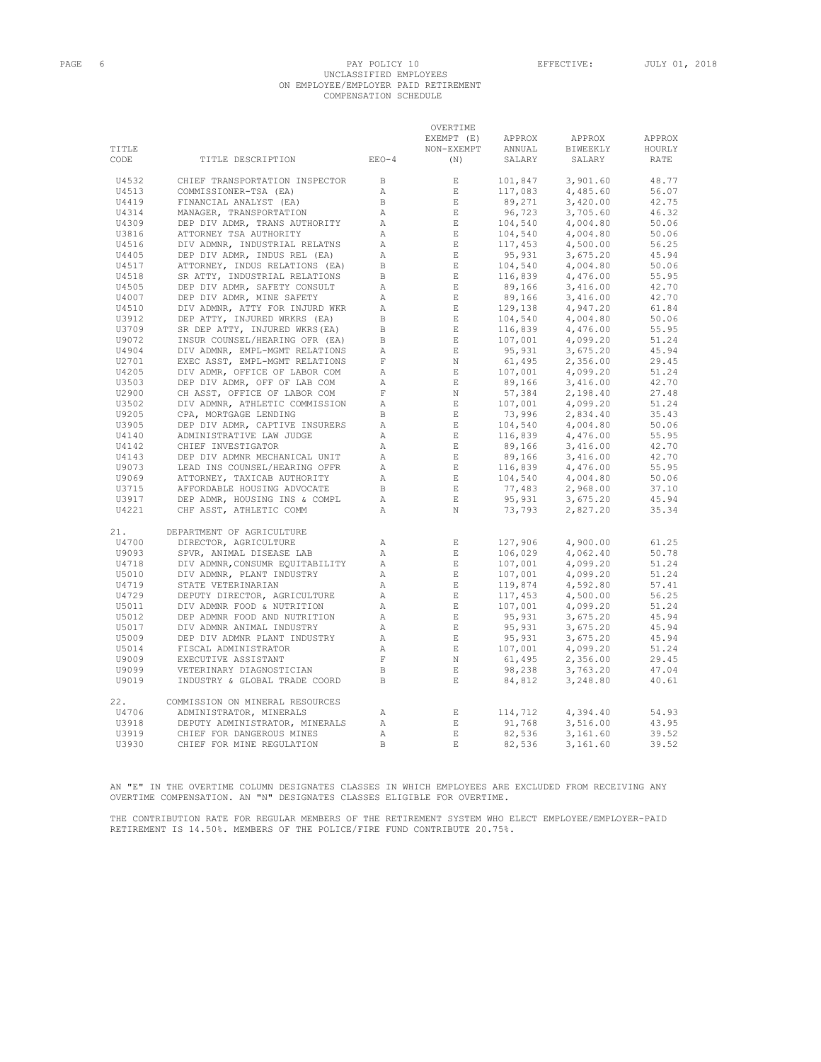PAY POLICY 10
UNCLASSIFIED EMPLOYEES
ON EMPLOYEE/EMPLOYER PAID RETIREMENT
COMPENSATION SCHEDULE

EFFECTIVE: JULY 01, 2018

| TITLE CODE | TITLE DESCRIPTION | EEO-4 | OVERTIME EXEMPT (E) NON-EXEMPT (N) | APPROX ANNUAL SALARY | APPROX BIWEEKLY SALARY | APPROX HOURLY RATE |
|---|---|---|---|---|---|---|
| U4532 | CHIEF TRANSPORTATION INSPECTOR | B | E | 101,847 | 3,901.60 | 48.77 |
| U4513 | COMMISSIONER-TSA (EA) | A | E | 117,083 | 4,485.60 | 56.07 |
| U4419 | FINANCIAL ANALYST (EA) | B | E | 89,271 | 3,420.00 | 42.75 |
| U4314 | MANAGER, TRANSPORTATION | A | E | 96,723 | 3,705.60 | 46.32 |
| U4309 | DEP DIV ADMR, TRANS AUTHORITY | A | E | 104,540 | 4,004.80 | 50.06 |
| U3816 | ATTORNEY TSA AUTHORITY | A | E | 104,540 | 4,004.80 | 50.06 |
| U4516 | DIV ADMNR, INDUSTRIAL RELATNS | A | E | 117,453 | 4,500.00 | 56.25 |
| U4405 | DEP DIV ADMR, INDUS REL (EA) | A | E | 95,931 | 3,675.20 | 45.94 |
| U4517 | ATTORNEY, INDUS RELATIONS (EA) | B | E | 104,540 | 4,004.80 | 50.06 |
| U4518 | SR ATTY, INDUSTRIAL RELATIONS | B | E | 116,839 | 4,476.00 | 55.95 |
| U4505 | DEP DIV ADMR, SAFETY CONSULT | A | E | 89,166 | 3,416.00 | 42.70 |
| U4007 | DEP DIV ADMR, MINE SAFETY | A | E | 89,166 | 3,416.00 | 42.70 |
| U4510 | DIV ADMNR, ATTY FOR INJURD WKR | A | E | 129,138 | 4,947.20 | 61.84 |
| U3912 | DEP ATTY, INJURED WRKRS (EA) | B | E | 104,540 | 4,004.80 | 50.06 |
| U3709 | SR DEP ATTY, INJURED WKRS(EA) | B | E | 116,839 | 4,476.00 | 55.95 |
| U9072 | INSUR COUNSEL/HEARING OFR (EA) | B | E | 107,001 | 4,099.20 | 51.24 |
| U4904 | DIV ADMNR, EMPL-MGMT RELATIONS | A | E | 95,931 | 3,675.20 | 45.94 |
| U2701 | EXEC ASST, EMPL-MGMT RELATIONS | F | N | 61,495 | 2,356.00 | 29.45 |
| U4205 | DIV ADMR, OFFICE OF LABOR COM | A | E | 107,001 | 4,099.20 | 51.24 |
| U3503 | DEP DIV ADMR, OFF OF LAB COM | A | E | 89,166 | 3,416.00 | 42.70 |
| U2900 | CH ASST, OFFICE OF LABOR COM | F | N | 57,384 | 2,198.40 | 27.48 |
| U3502 | DIV ADMNR, ATHLETIC COMMISSION | A | E | 107,001 | 4,099.20 | 51.24 |
| U9205 | CPA, MORTGAGE LENDING | B | E | 73,996 | 2,834.40 | 35.43 |
| U3905 | DEP DIV ADMR, CAPTIVE INSURERS | A | E | 104,540 | 4,004.80 | 50.06 |
| U4140 | ADMINISTRATIVE LAW JUDGE | A | E | 116,839 | 4,476.00 | 55.95 |
| U4142 | CHIEF INVESTIGATOR | A | E | 89,166 | 3,416.00 | 42.70 |
| U4143 | DEP DIV ADMNR MECHANICAL UNIT | A | E | 89,166 | 3,416.00 | 42.70 |
| U9073 | LEAD INS COUNSEL/HEARING OFFR | A | E | 116,839 | 4,476.00 | 55.95 |
| U9069 | ATTORNEY, TAXICAB AUTHORITY | A | E | 104,540 | 4,004.80 | 50.06 |
| U3715 | AFFORDABLE HOUSING ADVOCATE | B | E | 77,483 | 2,968.00 | 37.10 |
| U3917 | DEP ADMR, HOUSING INS & COMPL | A | E | 95,931 | 3,675.20 | 45.94 |
| U4221 | CHF ASST, ATHLETIC COMM | A | N | 73,793 | 2,827.20 | 35.34 |
| 21. | DEPARTMENT OF AGRICULTURE | | | | | |
| U4700 | DIRECTOR, AGRICULTURE | A | E | 127,906 | 4,900.00 | 61.25 |
| U9093 | SPVR, ANIMAL DISEASE LAB | A | E | 106,029 | 4,062.40 | 50.78 |
| U4718 | DIV ADMNR,CONSUMR EQUITABILITY | A | E | 107,001 | 4,099.20 | 51.24 |
| U5010 | DIV ADMNR, PLANT INDUSTRY | A | E | 107,001 | 4,099.20 | 51.24 |
| U4719 | STATE VETERINARIAN | A | E | 119,874 | 4,592.80 | 57.41 |
| U4729 | DEPUTY DIRECTOR, AGRICULTURE | A | E | 117,453 | 4,500.00 | 56.25 |
| U5011 | DIV ADMNR FOOD & NUTRITION | A | E | 107,001 | 4,099.20 | 51.24 |
| U5012 | DEP ADMNR FOOD AND NUTRITION | A | E | 95,931 | 3,675.20 | 45.94 |
| U5017 | DIV ADMNR ANIMAL INDUSTRY | A | E | 95,931 | 3,675.20 | 45.94 |
| U5009 | DEP DIV ADMNR PLANT INDUSTRY | A | E | 95,931 | 3,675.20 | 45.94 |
| U5014 | FISCAL ADMINISTRATOR | A | E | 107,001 | 4,099.20 | 51.24 |
| U9009 | EXECUTIVE ASSISTANT | F | N | 61,495 | 2,356.00 | 29.45 |
| U9099 | VETERINARY DIAGNOSTICIAN | B | E | 98,238 | 3,763.20 | 47.04 |
| U9019 | INDUSTRY & GLOBAL TRADE COORD | B | E | 84,812 | 3,248.80 | 40.61 |
| 22. | COMMISSION ON MINERAL RESOURCES | | | | | |
| U4706 | ADMINISTRATOR, MINERALS | A | E | 114,712 | 4,394.40 | 54.93 |
| U3918 | DEPUTY ADMINISTRATOR, MINERALS | A | E | 91,768 | 3,516.00 | 43.95 |
| U3919 | CHIEF FOR DANGEROUS MINES | A | E | 82,536 | 3,161.60 | 39.52 |
| U3930 | CHIEF FOR MINE REGULATION | B | E | 82,536 | 3,161.60 | 39.52 |

AN "E" IN THE OVERTIME COLUMN DESIGNATES CLASSES IN WHICH EMPLOYEES ARE EXCLUDED FROM RECEIVING ANY OVERTIME COMPENSATION. AN "N" DESIGNATES CLASSES ELIGIBLE FOR OVERTIME.

THE CONTRIBUTION RATE FOR REGULAR MEMBERS OF THE RETIREMENT SYSTEM WHO ELECT EMPLOYEE/EMPLOYER-PAID RETIREMENT IS 14.50%. MEMBERS OF THE POLICE/FIRE FUND CONTRIBUTE 20.75%.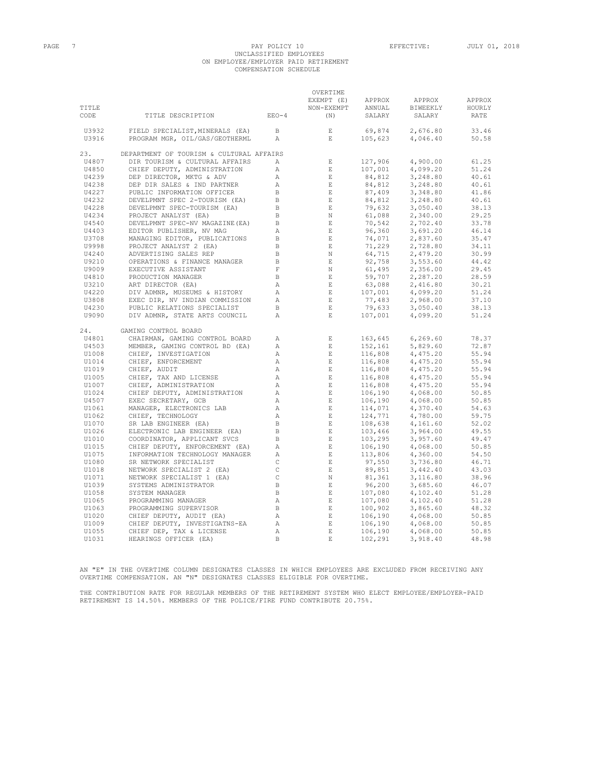PAY POLICY 10
UNCLASSIFIED EMPLOYEES
ON EMPLOYEE/EMPLOYER PAID RETIREMENT
COMPENSATION SCHEDULE

EFFECTIVE: JULY 01, 2018

| TITLE CODE | TITLE DESCRIPTION | EEO-4 | OVERTIME EXEMPT (E) NON-EXEMPT (N) | APPROX ANNUAL SALARY | APPROX BIWEEKLY SALARY | APPROX HOURLY RATE |
|---|---|---|---|---|---|---|
| U3932 | FIELD SPECIALIST,MINERALS (EA) | B | E | 69,874 | 2,676.80 | 33.46 |
| U3916 | PROGRAM MGR, OIL/GAS/GEOTHERML | A | E | 105,623 | 4,046.40 | 50.58 |
| 23. | DEPARTMENT OF TOURISM & CULTURAL AFFAIRS | | | | | |
| U4807 | DIR TOURISM & CULTURAL AFFAIRS | A | E | 127,906 | 4,900.00 | 61.25 |
| U4850 | CHIEF DEPUTY, ADMINISTRATION | A | E | 107,001 | 4,099.20 | 51.24 |
| U4239 | DEP DIRECTOR, MKTG & ADV | A | E | 84,812 | 3,248.80 | 40.61 |
| U4238 | DEP DIR SALES & IND PARTNER | A | E | 84,812 | 3,248.80 | 40.61 |
| U4227 | PUBLIC INFORMATION OFFICER | B | E | 87,409 | 3,348.80 | 41.86 |
| U4232 | DEVELPMNT SPEC 2-TOURISM (EA) | B | E | 84,812 | 3,248.80 | 40.61 |
| U4228 | DEVELPMNT SPEC-TOURISM (EA) | B | E | 79,632 | 3,050.40 | 38.13 |
| U4234 | PROJECT ANALYST (EA) | B | N | 61,088 | 2,340.00 | 29.25 |
| U4540 | DEVELPMNT SPEC-NV MAGAZINE(EA) | B | E | 70,542 | 2,702.40 | 33.78 |
| U4403 | EDITOR PUBLISHER, NV MAG | A | E | 96,360 | 3,691.20 | 46.14 |
| U3708 | MANAGING EDITOR, PUBLICATIONS | B | E | 74,071 | 2,837.60 | 35.47 |
| U9998 | PROJECT ANALYST 2 (EA) | B | E | 71,229 | 2,728.80 | 34.11 |
| U4240 | ADVERTISING SALES REP | B | N | 64,715 | 2,479.20 | 30.99 |
| U9210 | OPERATIONS & FINANCE MANAGER | B | E | 92,758 | 3,553.60 | 44.42 |
| U9009 | EXECUTIVE ASSISTANT | F | N | 61,495 | 2,356.00 | 29.45 |
| U4810 | PRODUCTION MANAGER | B | E | 59,707 | 2,287.20 | 28.59 |
| U3210 | ART DIRECTOR (EA) | A | E | 63,088 | 2,416.80 | 30.21 |
| U4220 | DIV ADMNR, MUSEUMS & HISTORY | A | E | 107,001 | 4,099.20 | 51.24 |
| U3808 | EXEC DIR, NV INDIAN COMMISSION | A | E | 77,483 | 2,968.00 | 37.10 |
| U4230 | PUBLIC RELATIONS SPECIALIST | B | E | 79,633 | 3,050.40 | 38.13 |
| U9090 | DIV ADMNR, STATE ARTS COUNCIL | A | E | 107,001 | 4,099.20 | 51.24 |
| 24. | GAMING CONTROL BOARD | | | | | |
| U4801 | CHAIRMAN, GAMING CONTROL BOARD | A | E | 163,645 | 6,269.60 | 78.37 |
| U4503 | MEMBER, GAMING CONTROL BD (EA) | A | E | 152,161 | 5,829.60 | 72.87 |
| U1008 | CHIEF, INVESTIGATION | A | E | 116,808 | 4,475.20 | 55.94 |
| U1014 | CHIEF, ENFORCEMENT | A | E | 116,808 | 4,475.20 | 55.94 |
| U1019 | CHIEF, AUDIT | A | E | 116,808 | 4,475.20 | 55.94 |
| U1005 | CHIEF, TAX AND LICENSE | A | E | 116,808 | 4,475.20 | 55.94 |
| U1007 | CHIEF, ADMINISTRATION | A | E | 116,808 | 4,475.20 | 55.94 |
| U1024 | CHIEF DEPUTY, ADMINISTRATION | A | E | 106,190 | 4,068.00 | 50.85 |
| U4507 | EXEC SECRETARY, GCB | A | E | 106,190 | 4,068.00 | 50.85 |
| U1061 | MANAGER, ELECTRONICS LAB | A | E | 114,071 | 4,370.40 | 54.63 |
| U1062 | CHIEF, TECHNOLOGY | A | E | 124,771 | 4,780.00 | 59.75 |
| U1070 | SR LAB ENGINEER (EA) | B | E | 108,638 | 4,161.60 | 52.02 |
| U1026 | ELECTRONIC LAB ENGINEER (EA) | B | E | 103,466 | 3,964.00 | 49.55 |
| U1010 | COORDINATOR, APPLICANT SVCS | B | E | 103,295 | 3,957.60 | 49.47 |
| U1015 | CHIEF DEPUTY, ENFORCEMENT (EA) | A | E | 106,190 | 4,068.00 | 50.85 |
| U1075 | INFORMATION TECHNOLOGY MANAGER | A | E | 113,806 | 4,360.00 | 54.50 |
| U1080 | SR NETWORK SPECIALIST | C | E | 97,550 | 3,736.80 | 46.71 |
| U1018 | NETWORK SPECIALIST 2 (EA) | C | E | 89,851 | 3,442.40 | 43.03 |
| U1071 | NETWORK SPECIALIST 1 (EA) | C | N | 81,361 | 3,116.80 | 38.96 |
| U1039 | SYSTEMS ADMINISTRATOR | B | E | 96,200 | 3,685.60 | 46.07 |
| U1058 | SYSTEM MANAGER | B | E | 107,080 | 4,102.40 | 51.28 |
| U1065 | PROGRAMMING MANAGER | A | E | 107,080 | 4,102.40 | 51.28 |
| U1063 | PROGRAMMING SUPERVISOR | B | E | 100,902 | 3,865.60 | 48.32 |
| U1020 | CHIEF DEPUTY, AUDIT (EA) | A | E | 106,190 | 4,068.00 | 50.85 |
| U1009 | CHIEF DEPUTY, INVESTIGATNS-EA | A | E | 106,190 | 4,068.00 | 50.85 |
| U1055 | CHIEF DEP, TAX & LICENSE | A | E | 106,190 | 4,068.00 | 50.85 |
| U1031 | HEARINGS OFFICER (EA) | B | E | 102,291 | 3,918.40 | 48.98 |

AN "E" IN THE OVERTIME COLUMN DESIGNATES CLASSES IN WHICH EMPLOYEES ARE EXCLUDED FROM RECEIVING ANY OVERTIME COMPENSATION. AN "N" DESIGNATES CLASSES ELIGIBLE FOR OVERTIME.

THE CONTRIBUTION RATE FOR REGULAR MEMBERS OF THE RETIREMENT SYSTEM WHO ELECT EMPLOYEE/EMPLOYER-PAID RETIREMENT IS 14.50%. MEMBERS OF THE POLICE/FIRE FUND CONTRIBUTE 20.75%.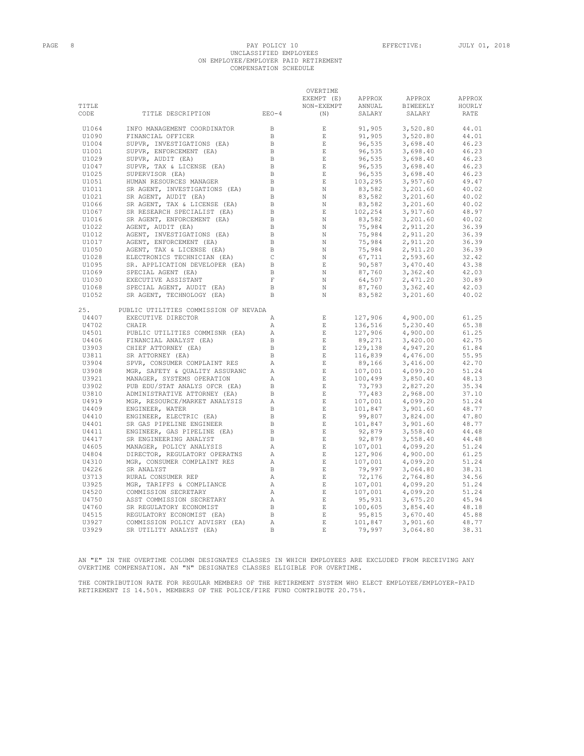PAY POLICY 10
UNCLASSIFIED EMPLOYEES
ON EMPLOYEE/EMPLOYER PAID RETIREMENT
COMPENSATION SCHEDULE

EFFECTIVE: JULY 01, 2018

| TITLE CODE | TITLE DESCRIPTION | EEO-4 | OVERTIME EXEMPT (E) NON-EXEMPT (N) | APPROX ANNUAL SALARY | APPROX BIWEEKLY SALARY | APPROX HOURLY RATE |
|---|---|---|---|---|---|---|
| U1064 | INFO MANAGEMENT COORDINATOR | B | E | 91,905 | 3,520.80 | 44.01 |
| U1090 | FINANCIAL OFFICER | B | E | 91,905 | 3,520.80 | 44.01 |
| U1004 | SUPVR, INVESTIGATIONS (EA) | B | E | 96,535 | 3,698.40 | 46.23 |
| U1001 | SUPVR, ENFORCEMENT (EA) | B | E | 96,535 | 3,698.40 | 46.23 |
| U1029 | SUPVR, AUDIT (EA) | B | E | 96,535 | 3,698.40 | 46.23 |
| U1047 | SUPVR, TAX & LICENSE (EA) | B | E | 96,535 | 3,698.40 | 46.23 |
| U1025 | SUPERVISOR (EA) | B | E | 96,535 | 3,698.40 | 46.23 |
| U1051 | HUMAN RESOURCES MANAGER | B | E | 103,295 | 3,957.60 | 49.47 |
| U1011 | SR AGENT, INVESTIGATIONS (EA) | B | N | 83,582 | 3,201.60 | 40.02 |
| U1021 | SR AGENT, AUDIT (EA) | B | N | 83,582 | 3,201.60 | 40.02 |
| U1066 | SR AGENT, TAX & LICENSE (EA) | B | N | 83,582 | 3,201.60 | 40.02 |
| U1067 | SR RESEARCH SPECIALIST (EA) | B | E | 102,254 | 3,917.60 | 48.97 |
| U1016 | SR AGENT, ENFORCEMENT (EA) | B | N | 83,582 | 3,201.60 | 40.02 |
| U1022 | AGENT, AUDIT (EA) | B | N | 75,984 | 2,911.20 | 36.39 |
| U1012 | AGENT, INVESTIGATIONS (EA) | B | N | 75,984 | 2,911.20 | 36.39 |
| U1017 | AGENT, ENFORCEMENT (EA) | B | N | 75,984 | 2,911.20 | 36.39 |
| U1050 | AGENT, TAX & LICENSE (EA) | B | N | 75,984 | 2,911.20 | 36.39 |
| U1028 | ELECTRONICS TECHNICIAN (EA) | C | N | 67,711 | 2,593.60 | 32.42 |
| U1095 | SR. APPLICATION DEVELOPER (EA) | B | E | 90,587 | 3,470.40 | 43.38 |
| U1069 | SPECIAL AGENT (EA) | B | N | 87,760 | 3,362.40 | 42.03 |
| U1030 | EXECUTIVE ASSISTANT | F | N | 64,507 | 2,471.20 | 30.89 |
| U1068 | SPECIAL AGENT, AUDIT (EA) | B | N | 87,760 | 3,362.40 | 42.03 |
| U1052 | SR AGENT, TECHNOLOGY (EA) | B | N | 83,582 | 3,201.60 | 40.02 |
| 25. | PUBLIC UTILITIES COMMISSION OF NEVADA | | | | | |
| U4407 | EXECUTIVE DIRECTOR | A | E | 127,906 | 4,900.00 | 61.25 |
| U4702 | CHAIR | A | E | 136,516 | 5,230.40 | 65.38 |
| U4501 | PUBLIC UTILITIES COMMISNR (EA) | A | E | 127,906 | 4,900.00 | 61.25 |
| U4406 | FINANCIAL ANALYST (EA) | B | E | 89,271 | 3,420.00 | 42.75 |
| U3903 | CHIEF ATTORNEY (EA) | B | E | 129,138 | 4,947.20 | 61.84 |
| U3811 | SR ATTORNEY (EA) | B | E | 116,839 | 4,476.00 | 55.95 |
| U3904 | SPVR, CONSUMER COMPLAINT RES | A | E | 89,166 | 3,416.00 | 42.70 |
| U3908 | MGR, SAFETY & QUALITY ASSURANC | A | E | 107,001 | 4,099.20 | 51.24 |
| U3921 | MANAGER, SYSTEMS OPERATION | A | E | 100,499 | 3,850.40 | 48.13 |
| U3902 | PUB EDU/STAT ANALYS OFCR (EA) | B | E | 73,793 | 2,827.20 | 35.34 |
| U3810 | ADMINISTRATIVE ATTORNEY (EA) | B | E | 77,483 | 2,968.00 | 37.10 |
| U4919 | MGR, RESOURCE/MARKET ANALYSIS | A | E | 107,001 | 4,099.20 | 51.24 |
| U4409 | ENGINEER, WATER | B | E | 101,847 | 3,901.60 | 48.77 |
| U4410 | ENGINEER, ELECTRIC (EA) | B | E | 99,807 | 3,824.00 | 47.80 |
| U4401 | SR GAS PIPELINE ENGINEER | B | E | 101,847 | 3,901.60 | 48.77 |
| U4411 | ENGINEER, GAS PIPELINE (EA) | B | E | 92,879 | 3,558.40 | 44.48 |
| U4417 | SR ENGINEERING ANALYST | B | E | 92,879 | 3,558.40 | 44.48 |
| U4605 | MANAGER, POLICY ANALYSIS | A | E | 107,001 | 4,099.20 | 51.24 |
| U4804 | DIRECTOR, REGULATORY OPERATNS | A | E | 127,906 | 4,900.00 | 61.25 |
| U4310 | MGR, CONSUMER COMPLAINT RES | A | E | 107,001 | 4,099.20 | 51.24 |
| U4226 | SR ANALYST | B | E | 79,997 | 3,064.80 | 38.31 |
| U3713 | RURAL CONSUMER REP | A | E | 72,176 | 2,764.80 | 34.56 |
| U3925 | MGR, TARIFFS & COMPLIANCE | A | E | 107,001 | 4,099.20 | 51.24 |
| U4520 | COMMISSION SECRETARY | A | E | 107,001 | 4,099.20 | 51.24 |
| U4750 | ASST COMMISSION SECRETARY | A | E | 95,931 | 3,675.20 | 45.94 |
| U4760 | SR REGULATORY ECONOMIST | B | E | 100,605 | 3,854.40 | 48.18 |
| U4515 | REGULATORY ECONOMIST (EA) | B | E | 95,815 | 3,670.40 | 45.88 |
| U3927 | COMMISSION POLICY ADVISRY (EA) | A | E | 101,847 | 3,901.60 | 48.77 |
| U3929 | SR UTILITY ANALYST (EA) | B | E | 79,997 | 3,064.80 | 38.31 |

AN "E" IN THE OVERTIME COLUMN DESIGNATES CLASSES IN WHICH EMPLOYEES ARE EXCLUDED FROM RECEIVING ANY OVERTIME COMPENSATION. AN "N" DESIGNATES CLASSES ELIGIBLE FOR OVERTIME.

THE CONTRIBUTION RATE FOR REGULAR MEMBERS OF THE RETIREMENT SYSTEM WHO ELECT EMPLOYEE/EMPLOYER-PAID RETIREMENT IS 14.50%. MEMBERS OF THE POLICE/FIRE FUND CONTRIBUTE 20.75%.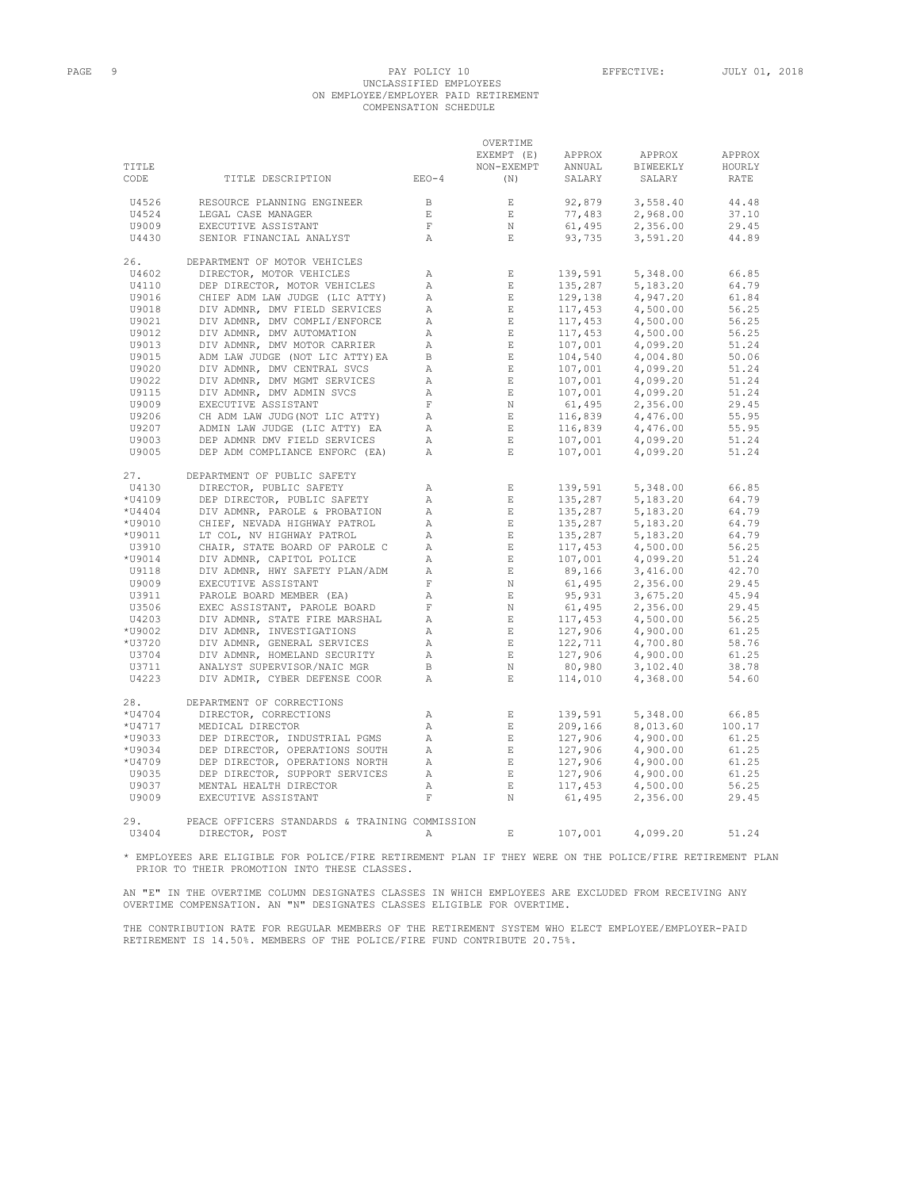PAY POLICY 10
UNCLASSIFIED EMPLOYEES
ON EMPLOYEE/EMPLOYER PAID RETIREMENT
COMPENSATION SCHEDULE

EFFECTIVE: JULY 01, 2018

| TITLE CODE | TITLE DESCRIPTION | EEO-4 | OVERTIME EXEMPT (E) NON-EXEMPT (N) | APPROX ANNUAL SALARY | APPROX BIWEEKLY SALARY | APPROX HOURLY RATE |
|---|---|---|---|---|---|---|
| U4526 | RESOURCE PLANNING ENGINEER | B | E | 92,879 | 3,558.40 | 44.48 |
| U4524 | LEGAL CASE MANAGER | E | E | 77,483 | 2,968.00 | 37.10 |
| U9009 | EXECUTIVE ASSISTANT | F | N | 61,495 | 2,356.00 | 29.45 |
| U4430 | SENIOR FINANCIAL ANALYST | A | E | 93,735 | 3,591.20 | 44.89 |
| 26. | DEPARTMENT OF MOTOR VEHICLES | | | | | |
| U4602 | DIRECTOR, MOTOR VEHICLES | A | E | 139,591 | 5,348.00 | 66.85 |
| U4110 | DEP DIRECTOR, MOTOR VEHICLES | A | E | 135,287 | 5,183.20 | 64.79 |
| U9016 | CHIEF ADM LAW JUDGE (LIC ATTY) | A | E | 129,138 | 4,947.20 | 61.84 |
| U9018 | DIV ADMNR, DMV FIELD SERVICES | A | E | 117,453 | 4,500.00 | 56.25 |
| U9021 | DIV ADMNR, DMV COMPLI/ENFORCE | A | E | 117,453 | 4,500.00 | 56.25 |
| U9012 | DIV ADMNR, DMV AUTOMATION | A | E | 117,453 | 4,500.00 | 56.25 |
| U9013 | DIV ADMNR, DMV MOTOR CARRIER | A | E | 107,001 | 4,099.20 | 51.24 |
| U9015 | ADM LAW JUDGE (NOT LIC ATTY)EA | B | E | 104,540 | 4,004.80 | 50.06 |
| U9020 | DIV ADMNR, DMV CENTRAL SVCS | A | E | 107,001 | 4,099.20 | 51.24 |
| U9022 | DIV ADMNR, DMV MGMT SERVICES | A | E | 107,001 | 4,099.20 | 51.24 |
| U9115 | DIV ADMNR, DMV ADMIN SVCS | A | E | 107,001 | 4,099.20 | 51.24 |
| U9009 | EXECUTIVE ASSISTANT | F | N | 61,495 | 2,356.00 | 29.45 |
| U9206 | CH ADM LAW JUDG(NOT LIC ATTY) | A | E | 116,839 | 4,476.00 | 55.95 |
| U9207 | ADMIN LAW JUDGE (LIC ATTY) EA | A | E | 116,839 | 4,476.00 | 55.95 |
| U9003 | DEP ADMNR DMV FIELD SERVICES | A | E | 107,001 | 4,099.20 | 51.24 |
| U9005 | DEP ADM COMPLIANCE ENFORC (EA) | A | E | 107,001 | 4,099.20 | 51.24 |
| 27. | DEPARTMENT OF PUBLIC SAFETY | | | | | |
| U4130 | DIRECTOR, PUBLIC SAFETY | A | E | 139,591 | 5,348.00 | 66.85 |
| *U4109 | DEP DIRECTOR, PUBLIC SAFETY | A | E | 135,287 | 5,183.20 | 64.79 |
| *U4404 | DIV ADMNR, PAROLE & PROBATION | A | E | 135,287 | 5,183.20 | 64.79 |
| *U9010 | CHIEF, NEVADA HIGHWAY PATROL | A | E | 135,287 | 5,183.20 | 64.79 |
| *U9011 | LT COL, NV HIGHWAY PATROL | A | E | 135,287 | 5,183.20 | 64.79 |
| U3910 | CHAIR, STATE BOARD OF PAROLE C | A | E | 117,453 | 4,500.00 | 56.25 |
| *U9014 | DIV ADMNR, CAPITOL POLICE | A | E | 107,001 | 4,099.20 | 51.24 |
| U9118 | DIV ADMNR, HWY SAFETY PLAN/ADM | A | E | 89,166 | 3,416.00 | 42.70 |
| U9009 | EXECUTIVE ASSISTANT | F | N | 61,495 | 2,356.00 | 29.45 |
| U3911 | PAROLE BOARD MEMBER (EA) | A | E | 95,931 | 3,675.20 | 45.94 |
| U3506 | EXEC ASSISTANT, PAROLE BOARD | F | N | 61,495 | 2,356.00 | 29.45 |
| U4203 | DIV ADMNR, STATE FIRE MARSHAL | A | E | 117,453 | 4,500.00 | 56.25 |
| *U9002 | DIV ADMNR, INVESTIGATIONS | A | E | 127,906 | 4,900.00 | 61.25 |
| *U3720 | DIV ADMNR, GENERAL SERVICES | A | E | 122,711 | 4,700.80 | 58.76 |
| U3704 | DIV ADMNR, HOMELAND SECURITY | A | E | 127,906 | 4,900.00 | 61.25 |
| U3711 | ANALYST SUPERVISOR/NAIC MGR | B | N | 80,980 | 3,102.40 | 38.78 |
| U4223 | DIV ADMIR, CYBER DEFENSE COOR | A | E | 114,010 | 4,368.00 | 54.60 |
| 28. | DEPARTMENT OF CORRECTIONS | | | | | |
| *U4704 | DIRECTOR, CORRECTIONS | A | E | 139,591 | 5,348.00 | 66.85 |
| *U4717 | MEDICAL DIRECTOR | A | E | 209,166 | 8,013.60 | 100.17 |
| *U9033 | DEP DIRECTOR, INDUSTRIAL PGMS | A | E | 127,906 | 4,900.00 | 61.25 |
| *U9034 | DEP DIRECTOR, OPERATIONS SOUTH | A | E | 127,906 | 4,900.00 | 61.25 |
| *U4709 | DEP DIRECTOR, OPERATIONS NORTH | A | E | 127,906 | 4,900.00 | 61.25 |
| U9035 | DEP DIRECTOR, SUPPORT SERVICES | A | E | 127,906 | 4,900.00 | 61.25 |
| U9037 | MENTAL HEALTH DIRECTOR | A | E | 117,453 | 4,500.00 | 56.25 |
| U9009 | EXECUTIVE ASSISTANT | F | N | 61,495 | 2,356.00 | 29.45 |
| 29. | PEACE OFFICERS STANDARDS & TRAINING COMMISSION | | | | | |
| U3404 | DIRECTOR, POST | A | E | 107,001 | 4,099.20 | 51.24 |

* EMPLOYEES ARE ELIGIBLE FOR POLICE/FIRE RETIREMENT PLAN IF THEY WERE ON THE POLICE/FIRE RETIREMENT PLAN PRIOR TO THEIR PROMOTION INTO THESE CLASSES.

AN "E" IN THE OVERTIME COLUMN DESIGNATES CLASSES IN WHICH EMPLOYEES ARE EXCLUDED FROM RECEIVING ANY OVERTIME COMPENSATION. AN "N" DESIGNATES CLASSES ELIGIBLE FOR OVERTIME.

THE CONTRIBUTION RATE FOR REGULAR MEMBERS OF THE RETIREMENT SYSTEM WHO ELECT EMPLOYEE/EMPLOYER-PAID RETIREMENT IS 14.50%. MEMBERS OF THE POLICE/FIRE FUND CONTRIBUTE 20.75%.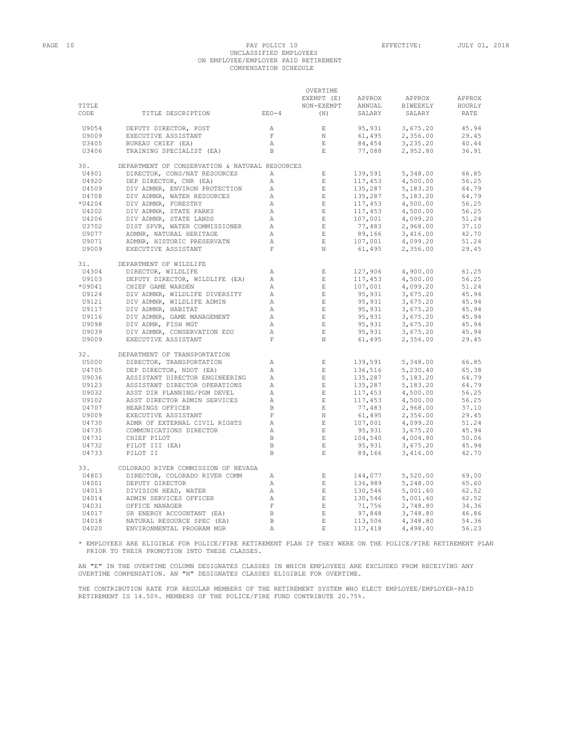PAY POLICY 10
UNCLASSIFIED EMPLOYEES
ON EMPLOYEE/EMPLOYER PAID RETIREMENT
COMPENSATION SCHEDULE

EFFECTIVE: JULY 01, 2018

| TITLE CODE | TITLE DESCRIPTION | EEO-4 | OVERTIME EXEMPT (E) NON-EXEMPT (N) | APPROX ANNUAL SALARY | APPROX BIWEEKLY SALARY | APPROX HOURLY RATE |
|---|---|---|---|---|---|---|
| U9054 | DEPUTY DIRECTOR, POST | A | E | 95,931 | 3,675.20 | 45.94 |
| U9009 | EXECUTIVE ASSISTANT | F | N | 61,495 | 2,356.00 | 29.45 |
| U3405 | BUREAU CHIEF (EA) | A | E | 84,454 | 3,235.20 | 40.44 |
| U3406 | TRAINING SPECIALIST (EA) | B | E | 77,088 | 2,952.80 | 36.91 |
| 30. | DEPARTMENT OF CONSERVATION & NATURAL RESOURCES | | | | | |
| U4901 | DIRECTOR, CONS/NAT RESOURCES | A | E | 139,591 | 5,348.00 | 66.85 |
| U4920 | DEP DIRECTOR, CNR (EA) | A | E | 117,453 | 4,500.00 | 56.25 |
| U4509 | DIV ADMNR, ENVIRON PROTECTION | A | E | 135,287 | 5,183.20 | 64.79 |
| U4708 | DIV ADMNR, WATER RESOURCES | A | E | 135,287 | 5,183.20 | 64.79 |
| *U4204 | DIV ADMNR, FORESTRY | A | E | 117,453 | 4,500.00 | 56.25 |
| U4202 | DIV ADMNR, STATE PARKS | A | E | 117,453 | 4,500.00 | 56.25 |
| U4206 | DIV ADMNR, STATE LANDS | A | E | 107,001 | 4,099.20 | 51.24 |
| U3702 | DIST SPVR, WATER COMMISSIONER | A | E | 77,483 | 2,968.00 | 37.10 |
| U9077 | ADMNR, NATURAL HERITAGE | A | E | 89,166 | 3,416.00 | 42.70 |
| U9071 | ADMNR, HISTORIC PRESERVATN | A | E | 107,001 | 4,099.20 | 51.24 |
| U9009 | EXECUTIVE ASSISTANT | F | N | 61,495 | 2,356.00 | 29.45 |
| 31. | DEPARTMENT OF WILDLIFE | | | | | |
| U4304 | DIRECTOR, WILDLIFE | A | E | 127,906 | 4,900.00 | 61.25 |
| U9103 | DEPUTY DIRECTOR, WILDLIFE (EA) | A | E | 117,453 | 4,500.00 | 56.25 |
| *U9041 | CHIEF GAME WARDEN | A | E | 107,001 | 4,099.20 | 51.24 |
| U9124 | DIV ADMNR, WILDLIFE DIVERSITY | A | E | 95,931 | 3,675.20 | 45.94 |
| U9121 | DIV ADMNR, WILDLIFE ADMIN | A | E | 95,931 | 3,675.20 | 45.94 |
| U9117 | DIV ADMNR, HABITAT | A | E | 95,931 | 3,675.20 | 45.94 |
| U9116 | DIV ADMNR, GAME MANAGEMENT | A | E | 95,931 | 3,675.20 | 45.94 |
| U9098 | DIV ADMR, FISH MGT | A | E | 95,931 | 3,675.20 | 45.94 |
| U9039 | DIV ADMNR, CONSERVATION EDU | A | E | 95,931 | 3,675.20 | 45.94 |
| U9009 | EXECUTIVE ASSISTANT | F | N | 61,495 | 2,356.00 | 29.45 |
| 32. | DEPARTMENT OF TRANSPORTATION | | | | | |
| U5000 | DIRECTOR, TRANSPORTATION | A | E | 139,591 | 5,348.00 | 66.85 |
| U4705 | DEP DIRECTOR, NDOT (EA) | A | E | 136,516 | 5,230.40 | 65.38 |
| U9036 | ASSISTANT DIRECTOR ENGINEERING | A | E | 135,287 | 5,183.20 | 64.79 |
| U9123 | ASSISTANT DIRECTOR OPERATIONS | A | E | 135,287 | 5,183.20 | 64.79 |
| U9032 | ASST DIR PLANNING/PGM DEVEL | A | E | 117,453 | 4,500.00 | 56.25 |
| U9102 | ASST DIRECTOR ADMIN SERVICES | A | E | 117,453 | 4,500.00 | 56.25 |
| U4707 | HEARINGS OFFICER | B | E | 77,483 | 2,968.00 | 37.10 |
| U9009 | EXECUTIVE ASSISTANT | F | N | 61,495 | 2,356.00 | 29.45 |
| U4730 | ADMR OF EXTERNAL CIVIL RIGHTS | A | E | 107,001 | 4,099.20 | 51.24 |
| U4735 | COMMUNICATIONS DIRECTOR | A | E | 95,931 | 3,675.20 | 45.94 |
| U4731 | CHIEF PILOT | B | E | 104,540 | 4,004.80 | 50.06 |
| U4732 | PILOT III (EA) | B | E | 95,931 | 3,675.20 | 45.94 |
| U4733 | PILOT II | B | E | 89,166 | 3,416.00 | 42.70 |
| 33. | COLORADO RIVER COMMISSION OF NEVADA | | | | | |
| U4803 | DIRECTOR, COLORADO RIVER COMM | A | E | 144,077 | 5,520.00 | 69.00 |
| U4001 | DEPUTY DIRECTOR | A | E | 136,989 | 5,248.00 | 65.60 |
| U4013 | DIVISION HEAD, WATER | A | E | 130,546 | 5,001.60 | 62.52 |
| U4014 | ADMIN SERVICES OFFICER | A | E | 130,546 | 5,001.60 | 62.52 |
| U4031 | OFFICE MANAGER | F | E | 71,756 | 2,748.80 | 34.36 |
| U4017 | SR ENERGY ACCOUNTANT (EA) | B | E | 97,848 | 3,748.80 | 46.86 |
| U4018 | NATURAL RESOURCE SPEC (EA) | B | E | 113,506 | 4,348.80 | 54.36 |
| U4020 | ENVIRONMENTAL PROGRAM MGR | A | E | 117,418 | 4,498.40 | 56.23 |

* EMPLOYEES ARE ELIGIBLE FOR POLICE/FIRE RETIREMENT PLAN IF THEY WERE ON THE POLICE/FIRE RETIREMENT PLAN PRIOR TO THEIR PROMOTION INTO THESE CLASSES.

AN "E" IN THE OVERTIME COLUMN DESIGNATES CLASSES IN WHICH EMPLOYEES ARE EXCLUDED FROM RECEIVING ANY OVERTIME COMPENSATION. AN "N" DESIGNATES CLASSES ELIGIBLE FOR OVERTIME.

THE CONTRIBUTION RATE FOR REGULAR MEMBERS OF THE RETIREMENT SYSTEM WHO ELECT EMPLOYEE/EMPLOYER-PAID RETIREMENT IS 14.50%. MEMBERS OF THE POLICE/FIRE FUND CONTRIBUTE 20.75%.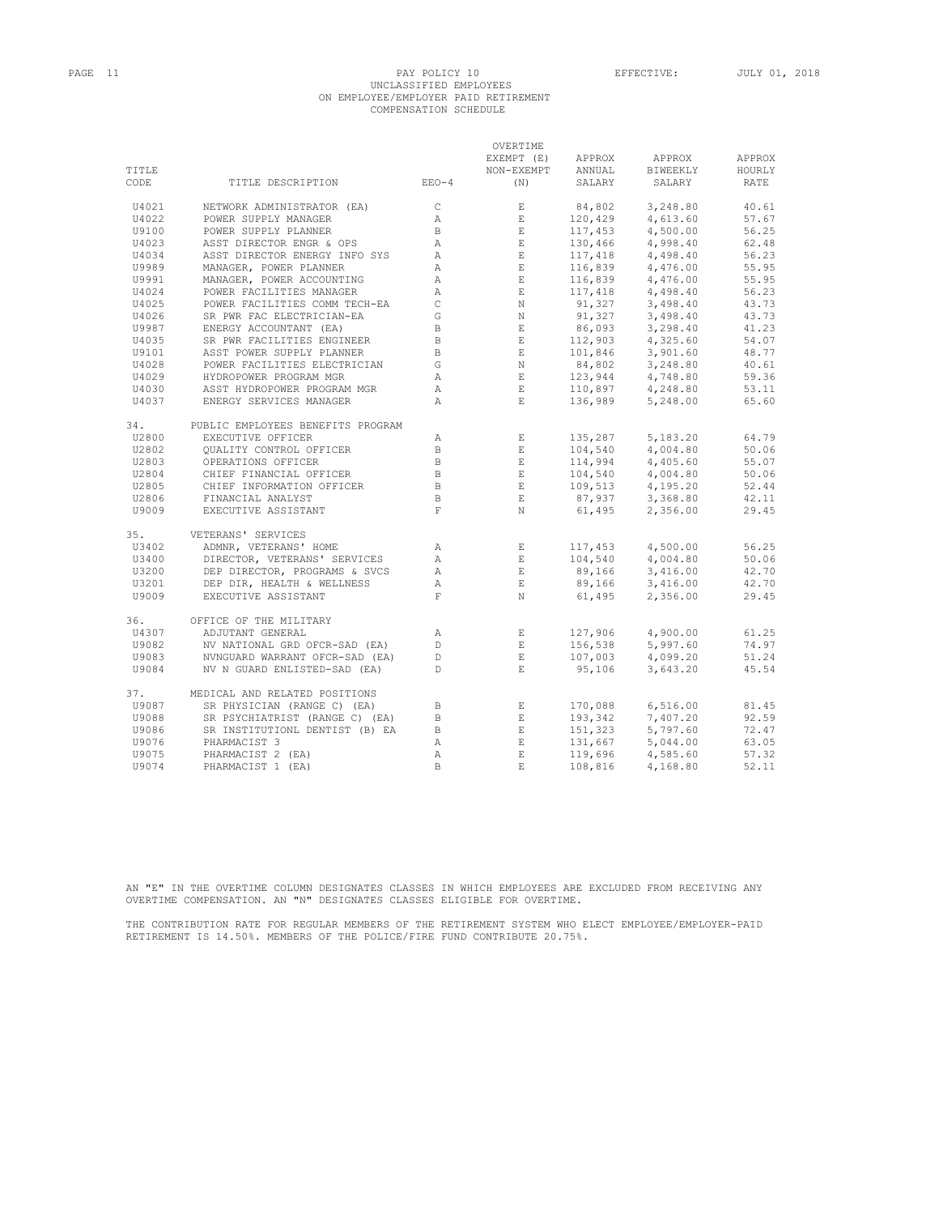PAY POLICY 10
UNCLASSIFIED EMPLOYEES
ON EMPLOYEE/EMPLOYER PAID RETIREMENT
COMPENSATION SCHEDULE

EFFECTIVE: JULY 01, 2018

| TITLE CODE | TITLE DESCRIPTION | EEO-4 | OVERTIME EXEMPT (E) NON-EXEMPT (N) | APPROX ANNUAL SALARY | APPROX BIWEEKLY SALARY | APPROX HOURLY RATE |
|---|---|---|---|---|---|---|
| U4021 | NETWORK ADMINISTRATOR (EA) | C | E | 84,802 | 3,248.80 | 40.61 |
| U4022 | POWER SUPPLY MANAGER | A | E | 120,429 | 4,613.60 | 57.67 |
| U9100 | POWER SUPPLY PLANNER | B | E | 117,453 | 4,500.00 | 56.25 |
| U4023 | ASST DIRECTOR ENGR & OPS | A | E | 130,466 | 4,998.40 | 62.48 |
| U4034 | ASST DIRECTOR ENERGY INFO SYS | A | E | 117,418 | 4,498.40 | 56.23 |
| U9989 | MANAGER, POWER PLANNER | A | E | 116,839 | 4,476.00 | 55.95 |
| U9991 | MANAGER, POWER ACCOUNTING | A | E | 116,839 | 4,476.00 | 55.95 |
| U4024 | POWER FACILITIES MANAGER | A | E | 117,418 | 4,498.40 | 56.23 |
| U4025 | POWER FACILITIES COMM TECH-EA | C | N | 91,327 | 3,498.40 | 43.73 |
| U4026 | SR PWR FAC ELECTRICIAN-EA | G | N | 91,327 | 3,498.40 | 43.73 |
| U9987 | ENERGY ACCOUNTANT (EA) | B | E | 86,093 | 3,298.40 | 41.23 |
| U4035 | SR PWR FACILITIES ENGINEER | B | E | 112,903 | 4,325.60 | 54.07 |
| U9101 | ASST POWER SUPPLY PLANNER | B | E | 101,846 | 3,901.60 | 48.77 |
| U4028 | POWER FACILITIES ELECTRICIAN | G | N | 84,802 | 3,248.80 | 40.61 |
| U4029 | HYDROPOWER PROGRAM MGR | A | E | 123,944 | 4,748.80 | 59.36 |
| U4030 | ASST HYDROPOWER PROGRAM MGR | A | E | 110,897 | 4,248.80 | 53.11 |
| U4037 | ENERGY SERVICES MANAGER | A | E | 136,989 | 5,248.00 | 65.60 |
| 34. | PUBLIC EMPLOYEES BENEFITS PROGRAM | | | | | |
| U2800 | EXECUTIVE OFFICER | A | E | 135,287 | 5,183.20 | 64.79 |
| U2802 | QUALITY CONTROL OFFICER | B | E | 104,540 | 4,004.80 | 50.06 |
| U2803 | OPERATIONS OFFICER | B | E | 114,994 | 4,405.60 | 55.07 |
| U2804 | CHIEF FINANCIAL OFFICER | B | E | 104,540 | 4,004.80 | 50.06 |
| U2805 | CHIEF INFORMATION OFFICER | B | E | 109,513 | 4,195.20 | 52.44 |
| U2806 | FINANCIAL ANALYST | B | E | 87,937 | 3,368.80 | 42.11 |
| U9009 | EXECUTIVE ASSISTANT | F | N | 61,495 | 2,356.00 | 29.45 |
| 35. | VETERANS' SERVICES | | | | | |
| U3402 | ADMNR, VETERANS' HOME | A | E | 117,453 | 4,500.00 | 56.25 |
| U3400 | DIRECTOR, VETERANS' SERVICES | A | E | 104,540 | 4,004.80 | 50.06 |
| U3200 | DEP DIRECTOR, PROGRAMS & SVCS | A | E | 89,166 | 3,416.00 | 42.70 |
| U3201 | DEP DIR, HEALTH & WELLNESS | A | E | 89,166 | 3,416.00 | 42.70 |
| U9009 | EXECUTIVE ASSISTANT | F | N | 61,495 | 2,356.00 | 29.45 |
| 36. | OFFICE OF THE MILITARY | | | | | |
| U4307 | ADJUTANT GENERAL | A | E | 127,906 | 4,900.00 | 61.25 |
| U9082 | NV NATIONAL GRD OFCR-SAD (EA) | D | E | 156,538 | 5,997.60 | 74.97 |
| U9083 | NVNGUARD WARRANT OFCR-SAD (EA) | D | E | 107,003 | 4,099.20 | 51.24 |
| U9084 | NV N GUARD ENLISTED-SAD (EA) | D | E | 95,106 | 3,643.20 | 45.54 |
| 37. | MEDICAL AND RELATED POSITIONS | | | | | |
| U9087 | SR PHYSICIAN (RANGE C) (EA) | B | E | 170,088 | 6,516.00 | 81.45 |
| U9088 | SR PSYCHIATRIST (RANGE C) (EA) | B | E | 193,342 | 7,407.20 | 92.59 |
| U9086 | SR INSTITUTIONL DENTIST (B) EA | B | E | 151,323 | 5,797.60 | 72.47 |
| U9076 | PHARMACIST 3 | A | E | 131,667 | 5,044.00 | 63.05 |
| U9075 | PHARMACIST 2 (EA) | A | E | 119,696 | 4,585.60 | 57.32 |
| U9074 | PHARMACIST 1 (EA) | B | E | 108,816 | 4,168.80 | 52.11 |

AN "E" IN THE OVERTIME COLUMN DESIGNATES CLASSES IN WHICH EMPLOYEES ARE EXCLUDED FROM RECEIVING ANY OVERTIME COMPENSATION. AN "N" DESIGNATES CLASSES ELIGIBLE FOR OVERTIME.

THE CONTRIBUTION RATE FOR REGULAR MEMBERS OF THE RETIREMENT SYSTEM WHO ELECT EMPLOYEE/EMPLOYER-PAID RETIREMENT IS 14.50%. MEMBERS OF THE POLICE/FIRE FUND CONTRIBUTE 20.75%.